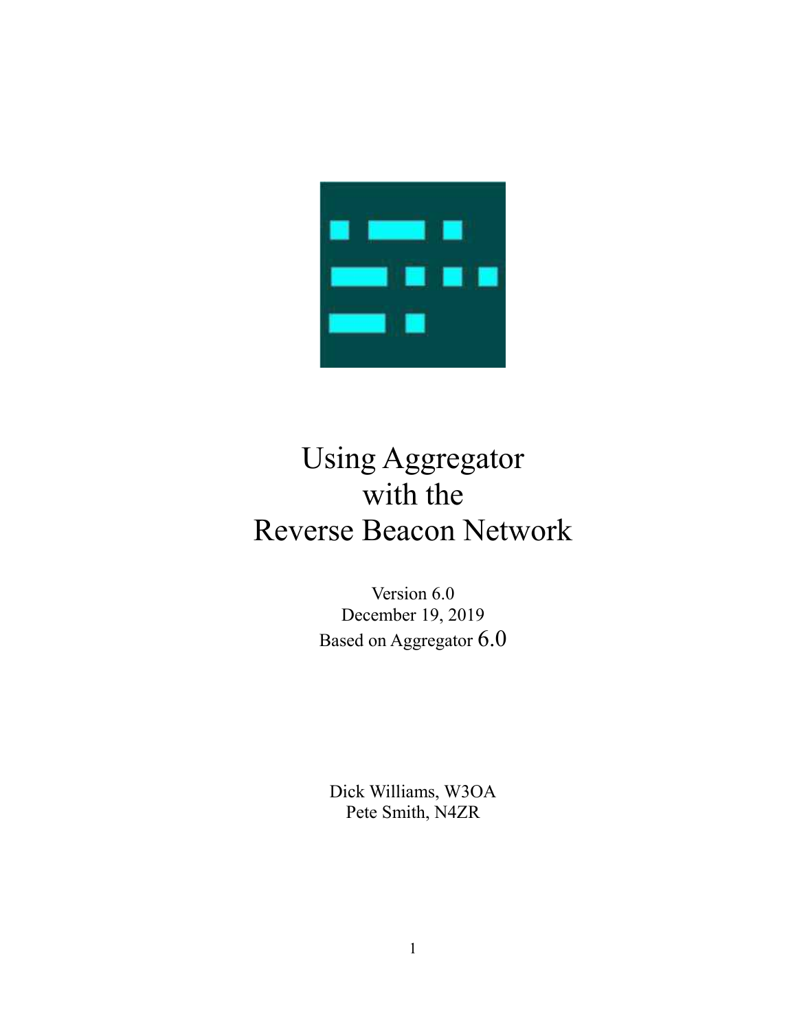# Using Aggregator with the Reverse Beacon Network

Version 6.0

December 19, 2019

Based on Aggregator 6.0

Dick Williams, W3OA

Pete Smith, N4ZR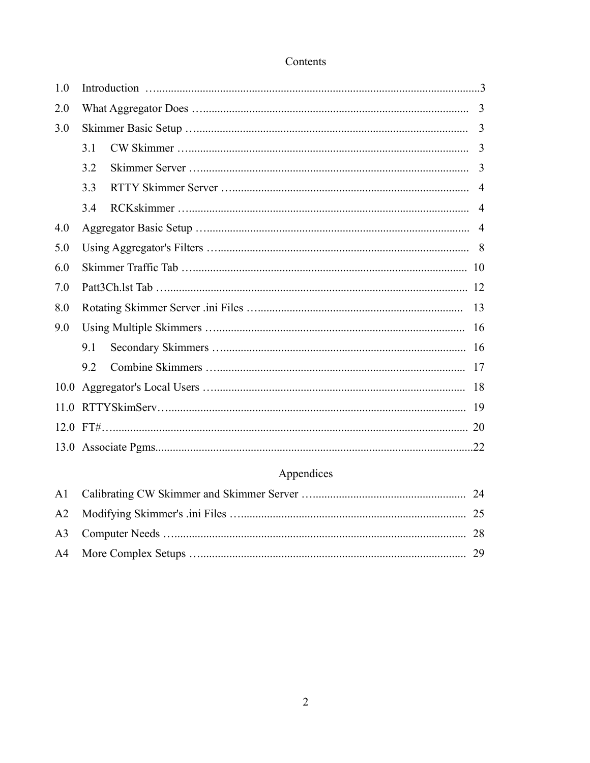# Contents

| | | |
|---|---|---|
| 1.0 | Introduction | 3 |
| 2.0 | What Aggregator Does | 3 |
| 3.0 | Skimmer Basic Setup | 3 |
| | 3.1 CW Skimmer | 3 |
| | 3.2 Skimmer Server | 3 |
| | 3.3 RTTY Skimmer Server | 4 |
| | 3.4 RCKskimmer | 4 |
| 4.0 | Aggregator Basic Setup | 4 |
| 5.0 | Using Aggregator's Filters | 8 |
| 6.0 | Skimmer Traffic Tab | 10 |
| 7.0 | Patt3Ch.lst Tab | 12 |
| 8.0 | Rotating Skimmer Server .ini Files | 13 |
| 9.0 | Using Multiple Skimmers | 16 |
| | 9.1 Secondary Skimmers | 16 |
| | 9.2 Combine Skimmers | 17 |
| 10.0 | Aggregator's Local Users | 18 |
| 11.0 | RTTYSkimServ | 19 |
| 12.0 | FT# | 20 |
| 13.0 | Associate Pgms | 22 |

## Appendices

| | | |
|---|---|---|
| A1 | Calibrating CW Skimmer and Skimmer Server | 24 |
| A2 | Modifying Skimmer's .ini Files | 25 |
| A3 | Computer Needs | 28 |
| A4 | More Complex Setups | 29 |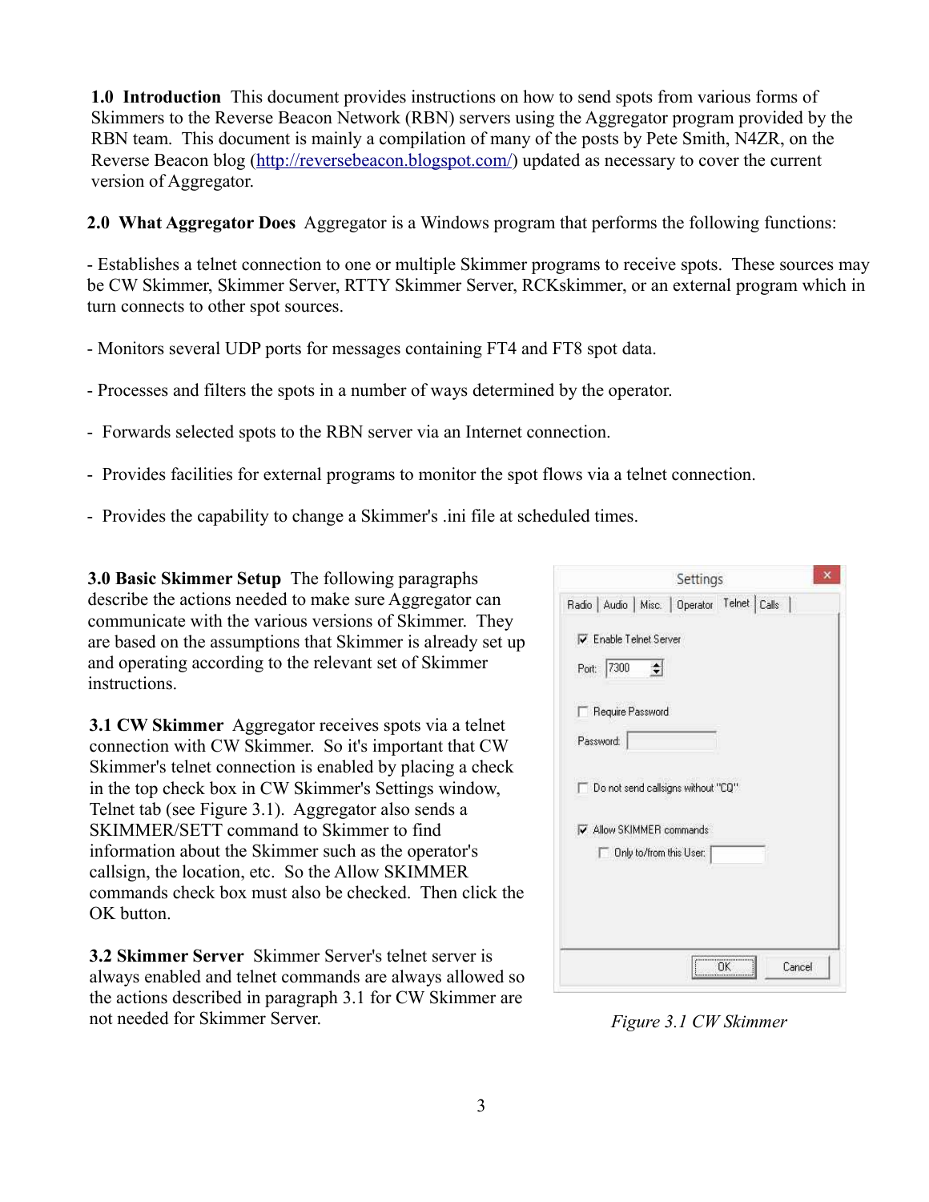**1.0 Introduction** This document provides instructions on how to send spots from various forms of Skimmers to the Reverse Beacon Network (RBN) servers using the Aggregator program provided by the RBN team. This document is mainly a compilation of many of the posts by Pete Smith, N4ZR, on the Reverse Beacon blog ([http://reversebeacon.blogspot.com/](http://reversebeacon.blogspot.com/)) updated as necessary to cover the current version of Aggregator.

**2.0 What Aggregator Does** Aggregator is a Windows program that performs the following functions:

- Establishes a telnet connection to one or multiple Skimmer programs to receive spots. These sources may be CW Skimmer, Skimmer Server, RTTY Skimmer Server, RCKskimmer, or an external program which in turn connects to other spot sources.

- Monitors several UDP ports for messages containing FT4 and FT8 spot data.

- Processes and filters the spots in a number of ways determined by the operator.

- Forwards selected spots to the RBN server via an Internet connection.

- Provides facilities for external programs to monitor the spot flows via a telnet connection.

- Provides the capability to change a Skimmer's .ini file at scheduled times.

**3.0 Basic Skimmer Setup** The following paragraphs describe the actions needed to make sure Aggregator can communicate with the various versions of Skimmer. They are based on the assumptions that Skimmer is already set up and operating according to the relevant set of Skimmer instructions.

**3.1 CW Skimmer** Aggregator receives spots via a telnet connection with CW Skimmer. So it's important that CW Skimmer's telnet connection is enabled by placing a check in the top check box in CW Skimmer's Settings window, Telnet tab (see Figure 3.1). Aggregator also sends a SKIMMER/SETT command to Skimmer to find information about the Skimmer such as the operator's callsign, the location, etc. So the Allow SKIMMER commands check box must also be checked. Then click the OK button.

**3.2 Skimmer Server** Skimmer Server's telnet server is always enabled and telnet commands are always allowed so the actions described in paragraph 3.1 for CW Skimmer are not needed for Skimmer Server.

*Figure 3.1 CW Skimmer*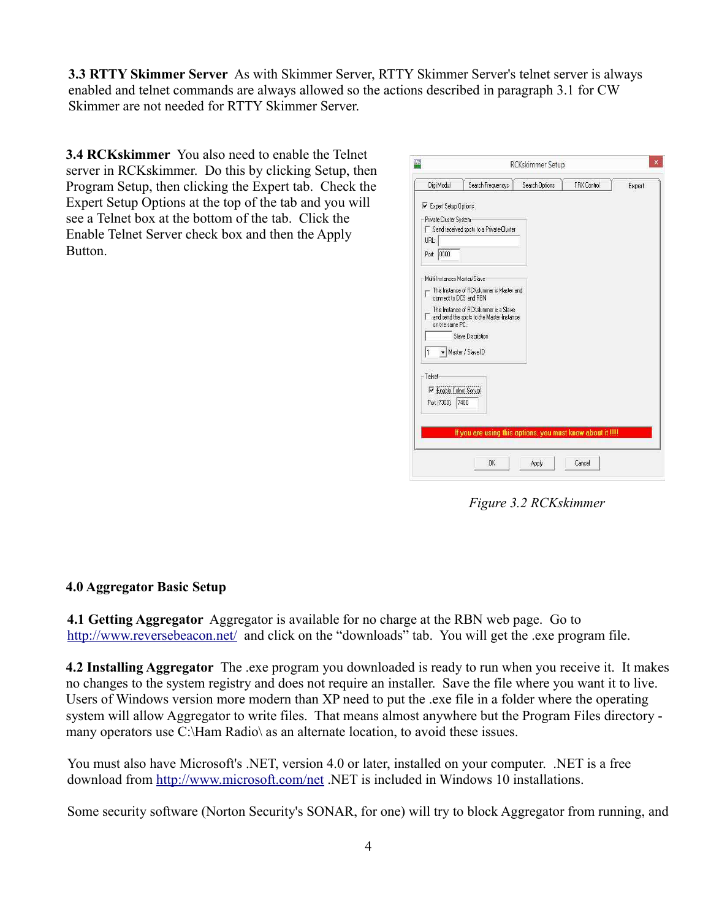**3.3 RTTY Skimmer Server** As with Skimmer Server, RTTY Skimmer Server's telnet server is always enabled and telnet commands are always allowed so the actions described in paragraph 3.1 for CW Skimmer are not needed for RTTY Skimmer Server.

**3.4 RCKskimmer** You also need to enable the Telnet server in RCKskimmer. Do this by clicking Setup, then Program Setup, then clicking the Expert tab. Check the Expert Setup Options at the top of the tab and you will see a Telnet box at the bottom of the tab. Click the Enable Telnet Server check box and then the Apply Button.

*Figure 3.2 RCKskimmer*

## 4.0 Aggregator Basic Setup

**4.1 Getting Aggregator** Aggregator is available for no charge at the RBN web page. Go to http://www.reversebeacon.net/ and click on the "downloads" tab. You will get the .exe program file.

**4.2 Installing Aggregator** The .exe program you downloaded is ready to run when you receive it. It makes no changes to the system registry and does not require an installer. Save the file where you want it to live. Users of Windows version more modern than XP need to put the .exe file in a folder where the operating system will allow Aggregator to write files. That means almost anywhere but the Program Files directory - many operators use C:\Ham Radio\ as an alternate location, to avoid these issues.

You must also have Microsoft's .NET, version 4.0 or later, installed on your computer. .NET is a free download from http://www.microsoft.com/net .NET is included in Windows 10 installations.

Some security software (Norton Security's SONAR, for one) will try to block Aggregator from running, and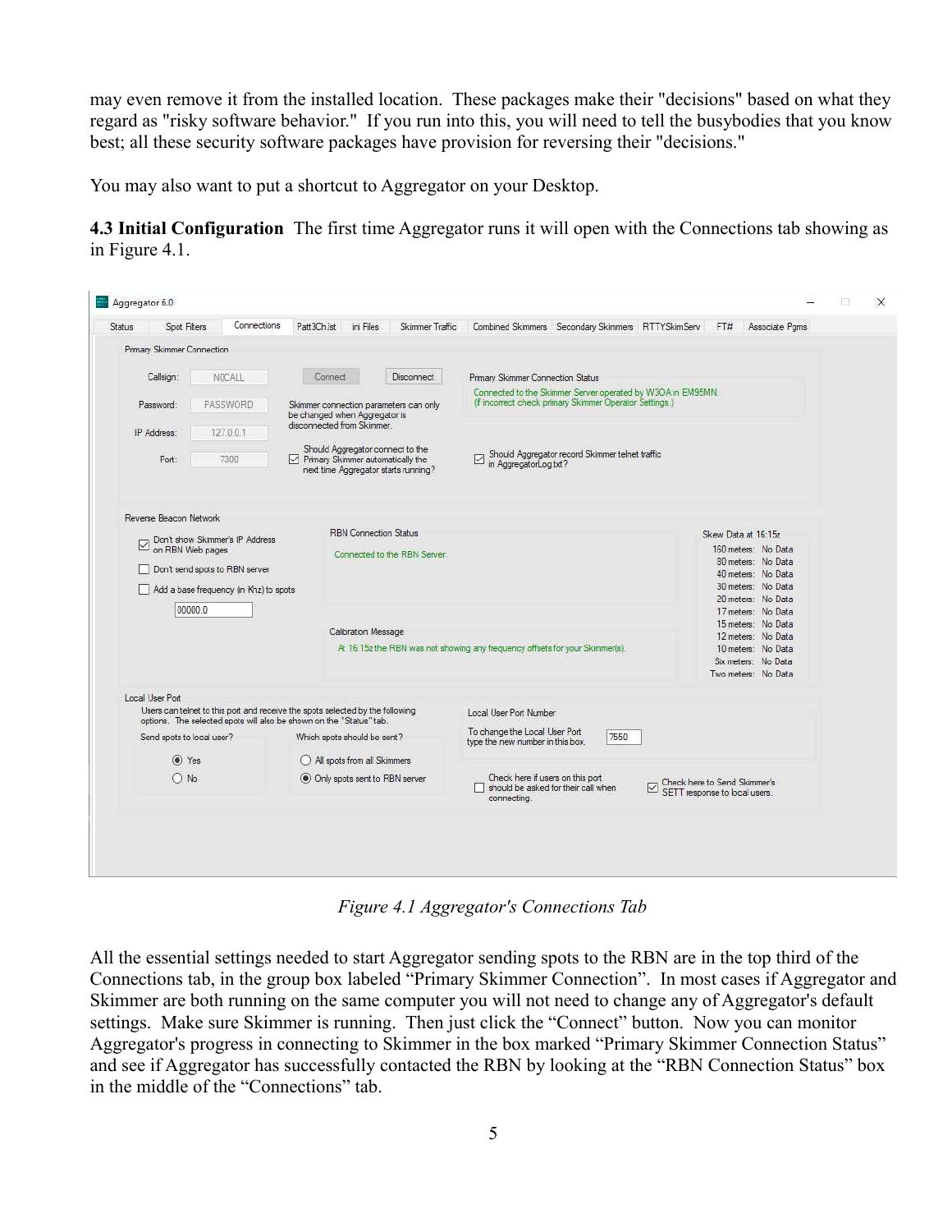may even remove it from the installed location. These packages make their "decisions" based on what they regard as "risky software behavior." If you run into this, you will need to tell the busybodies that you know best; all these security software packages have provision for reversing their "decisions."

You may also want to put a shortcut to Aggregator on your Desktop.

**4.3 Initial Configuration** The first time Aggregator runs it will open with the Connections tab showing as in Figure 4.1.

*Figure 4.1 Aggregator's Connections Tab*

All the essential settings needed to start Aggregator sending spots to the RBN are in the top third of the Connections tab, in the group box labeled "Primary Skimmer Connection". In most cases if Aggregator and Skimmer are both running on the same computer you will not need to change any of Aggregator's default settings. Make sure Skimmer is running. Then just click the "Connect" button. Now you can monitor Aggregator's progress in connecting to Skimmer in the box marked "Primary Skimmer Connection Status" and see if Aggregator has successfully contacted the RBN by looking at the "RBN Connection Status" box in the middle of the "Connections" tab.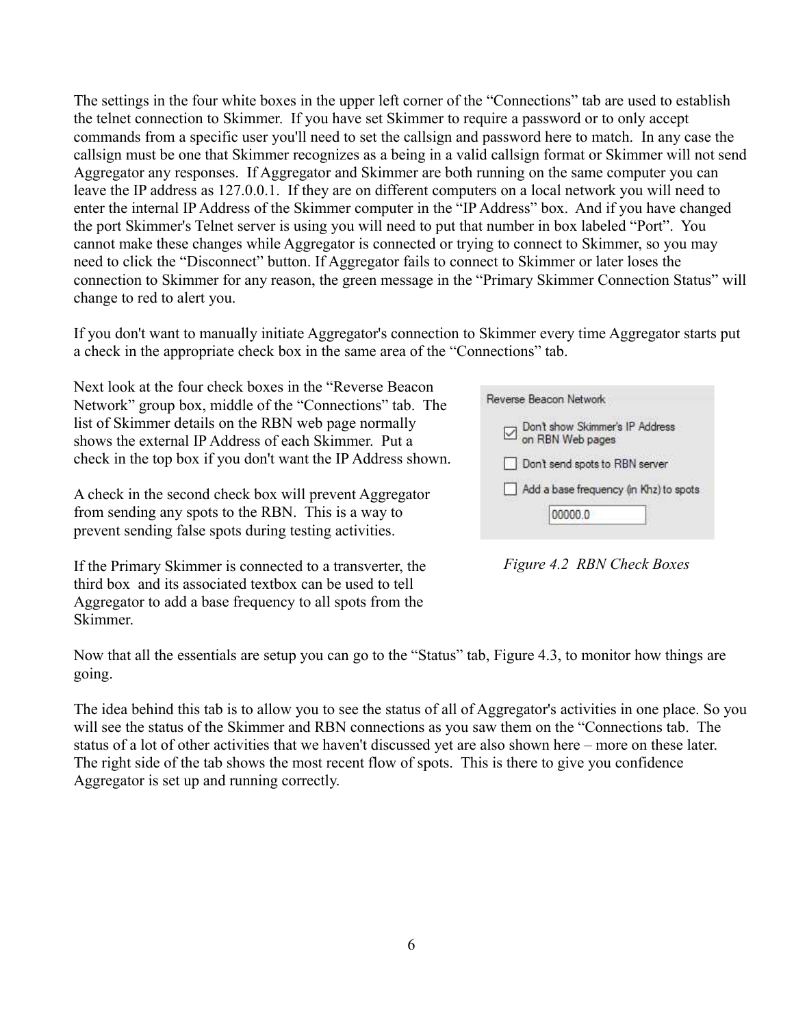The settings in the four white boxes in the upper left corner of the “Connections” tab are used to establish the telnet connection to Skimmer. If you have set Skimmer to require a password or to only accept commands from a specific user you'll need to set the callsign and password here to match. In any case the callsign must be one that Skimmer recognizes as a being in a valid callsign format or Skimmer will not send Aggregator any responses. If Aggregator and Skimmer are both running on the same computer you can leave the IP address as 127.0.0.1. If they are on different computers on a local network you will need to enter the internal IP Address of the Skimmer computer in the “IP Address” box. And if you have changed the port Skimmer's Telnet server is using you will need to put that number in box labeled “Port”. You cannot make these changes while Aggregator is connected or trying to connect to Skimmer, so you may need to click the “Disconnect” button. If Aggregator fails to connect to Skimmer or later loses the connection to Skimmer for any reason, the green message in the “Primary Skimmer Connection Status” will change to red to alert you.

If you don't want to manually initiate Aggregator's connection to Skimmer every time Aggregator starts put a check in the appropriate check box in the same area of the “Connections” tab.

Next look at the four check boxes in the “Reverse Beacon Network” group box, middle of the “Connections” tab. The list of Skimmer details on the RBN web page normally shows the external IP Address of each Skimmer. Put a check in the top box if you don't want the IP Address shown.

A check in the second check box will prevent Aggregator from sending any spots to the RBN. This is a way to prevent sending false spots during testing activities.

If the Primary Skimmer is connected to a transverter, the third box and its associated textbox can be used to tell Aggregator to add a base frequency to all spots from the Skimmer.

Reverse Beacon Network

- [x] Don't show Skimmer's IP Address on RBN Web pages
- [ ] Don't send spots to RBN server
- [ ] Add a base frequency (in Khz) to spots

00000.0

*Figure 4.2 RBN Check Boxes*

Now that all the essentials are setup you can go to the “Status” tab, Figure 4.3, to monitor how things are going.

The idea behind this tab is to allow you to see the status of all of Aggregator's activities in one place. So you will see the status of the Skimmer and RBN connections as you saw them on the “Connections tab. The status of a lot of other activities that we haven't discussed yet are also shown here – more on these later. The right side of the tab shows the most recent flow of spots. This is there to give you confidence Aggregator is set up and running correctly.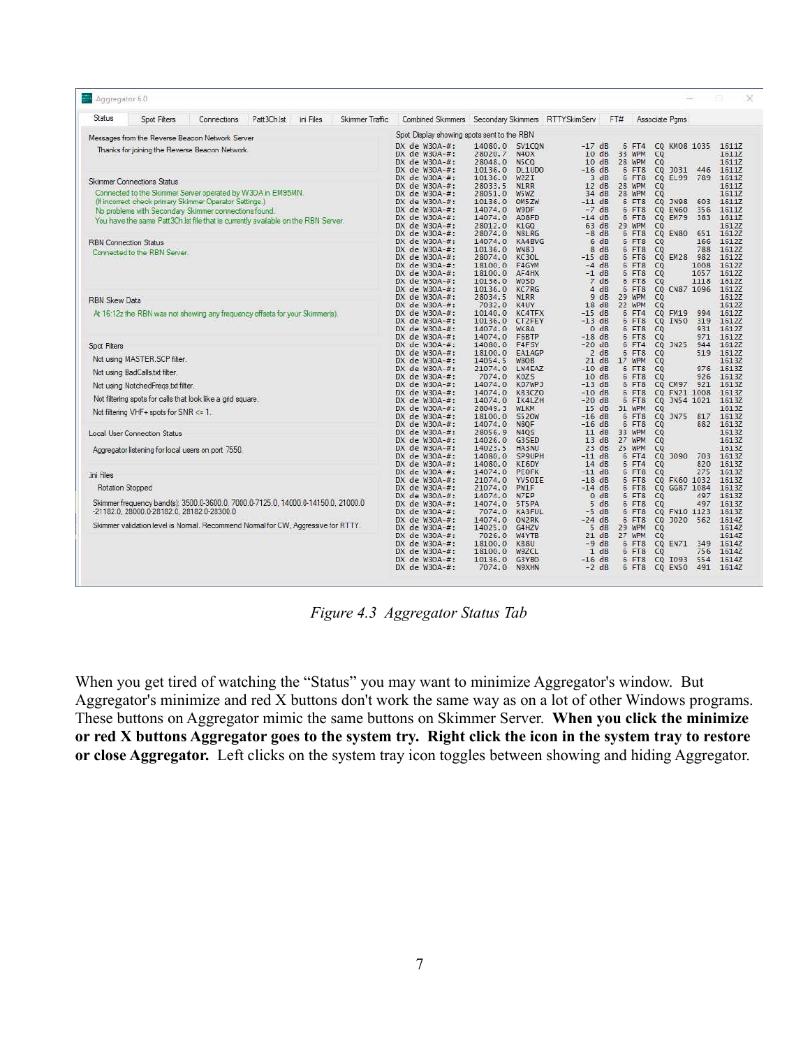*Figure 4.3 Aggregator Status Tab*

When you get tired of watching the "Status" you may want to minimize Aggregator's window. But Aggregator's minimize and red X buttons don't work the same way as on a lot of other Windows programs. These buttons on Aggregator mimic the same buttons on Skimmer Server. **When you click the minimize or red X buttons Aggregator goes to the system try. Right click the icon in the system tray to restore or close Aggregator.** Left clicks on the system tray icon toggles between showing and hiding Aggregator.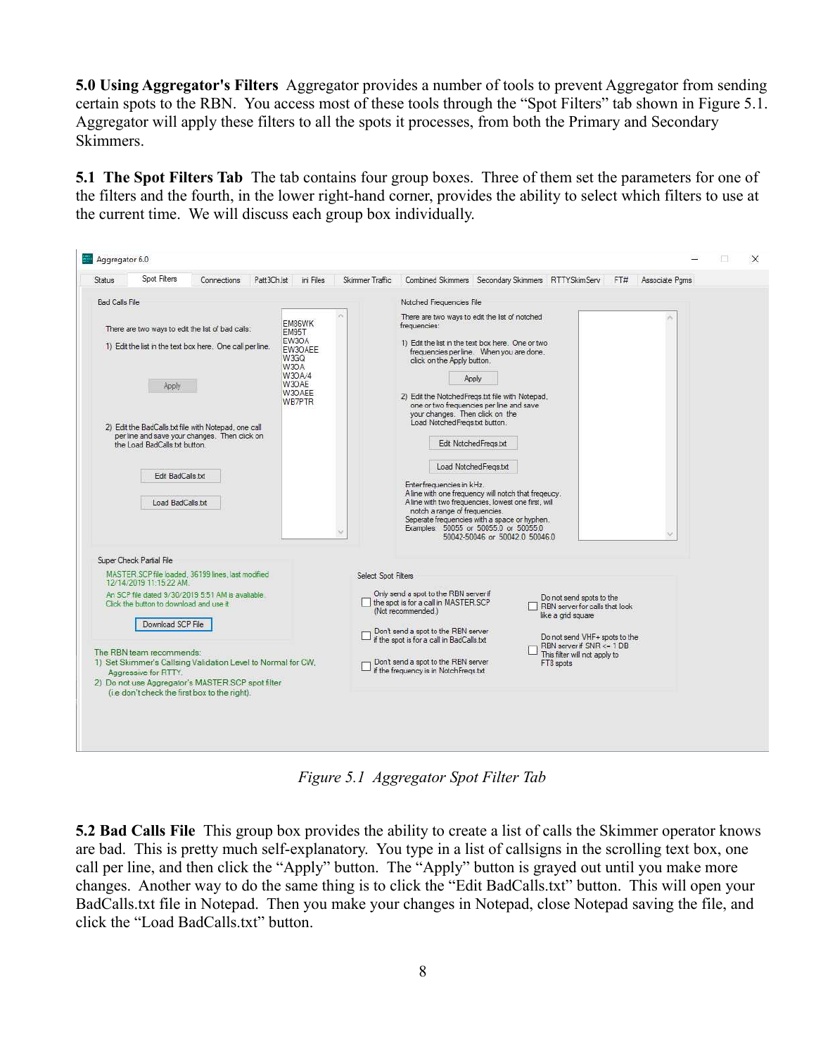**5.0 Using Aggregator's Filters** Aggregator provides a number of tools to prevent Aggregator from sending certain spots to the RBN. You access most of these tools through the "Spot Filters" tab shown in Figure 5.1. Aggregator will apply these filters to all the spots it processes, from both the Primary and Secondary Skimmers.

**5.1 The Spot Filters Tab** The tab contains four group boxes. Three of them set the parameters for one of the filters and the fourth, in the lower right-hand corner, provides the ability to select which filters to use at the current time. We will discuss each group box individually.

*Figure 5.1 Aggregator Spot Filter Tab*

**5.2 Bad Calls File** This group box provides the ability to create a list of calls the Skimmer operator knows are bad. This is pretty much self-explanatory. You type in a list of callsigns in the scrolling text box, one call per line, and then click the "Apply" button. The "Apply" button is grayed out until you make more changes. Another way to do the same thing is to click the "Edit BadCalls.txt" button. This will open your BadCalls.txt file in Notepad. Then you make your changes in Notepad, close Notepad saving the file, and click the "Load BadCalls.txt" button.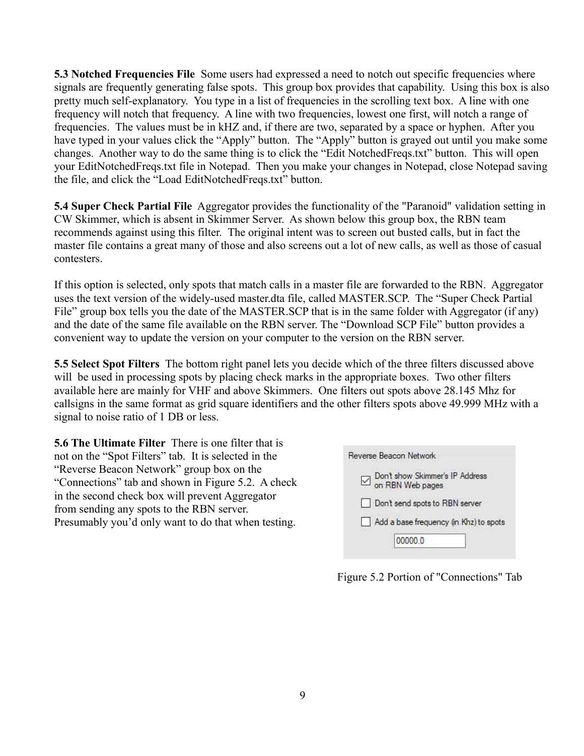**5.3 Notched Frequencies File** Some users had expressed a need to notch out specific frequencies where signals are frequently generating false spots. This group box provides that capability. Using this box is also pretty much self-explanatory. You type in a list of frequencies in the scrolling text box. A line with one frequency will notch that frequency. A line with two frequencies, lowest one first, will notch a range of frequencies. The values must be in kHZ and, if there are two, separated by a space or hyphen. After you have typed in your values click the "Apply" button. The "Apply" button is grayed out until you make some changes. Another way to do the same thing is to click the "Edit NotchedFreqs.txt" button. This will open your EditNotchedFreqs.txt file in Notepad. Then you make your changes in Notepad, close Notepad saving the file, and click the "Load EditNotchedFreqs.txt" button.

**5.4 Super Check Partial File** Aggregator provides the functionality of the "Paranoid" validation setting in CW Skimmer, which is absent in Skimmer Server. As shown below this group box, the RBN team recommends against using this filter. The original intent was to screen out busted calls, but in fact the master file contains a great many of those and also screens out a lot of new calls, as well as those of casual contesters.

If this option is selected, only spots that match calls in a master file are forwarded to the RBN. Aggregator uses the text version of the widely-used master.dta file, called MASTER.SCP. The "Super Check Partial File" group box tells you the date of the MASTER.SCP that is in the same folder with Aggregator (if any) and the date of the same file available on the RBN server. The "Download SCP File" button provides a convenient way to update the version on your computer to the version on the RBN server.

**5.5 Select Spot Filters** The bottom right panel lets you decide which of the three filters discussed above will be used in processing spots by placing check marks in the appropriate boxes. Two other filters available here are mainly for VHF and above Skimmers. One filters out spots above 28.145 Mhz for callsigns in the same format as grid square identifiers and the other filters spots above 49.999 MHz with a signal to noise ratio of 1 DB or less.

**5.6 The Ultimate Filter** There is one filter that is not on the "Spot Filters" tab. It is selected in the "Reverse Beacon Network" group box on the "Connections" tab and shown in Figure 5.2. A check in the second check box will prevent Aggregator from sending any spots to the RBN server. Presumably you'd only want to do that when testing.

Reverse Beacon Network

- [x] Don't show Skimmer's IP Address on RBN Web pages
- [ ] Don't send spots to RBN server
- [ ] Add a base frequency (in Khz) to spots

00000.0

Figure 5.2 Portion of "Connections" Tab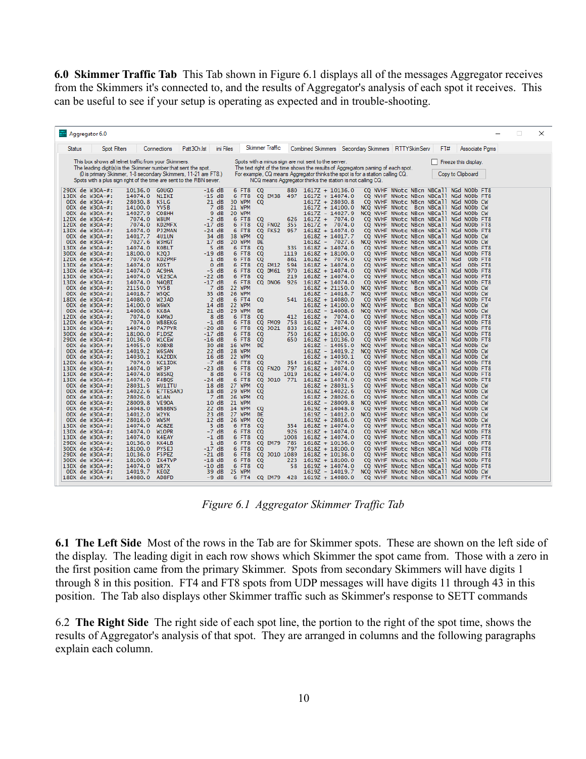**6.0 Skimmer Traffic Tab** This Tab shown in Figure 6.1 displays all of the messages Aggregator receives from the Skimmers it's connected to, and the results of Aggregator's analysis of each spot it receives. This can be useful to see if your setup is operating as expected and in trouble-shooting.

*Figure 6.1 Aggregator Skimmer Traffic Tab*

**6.1 The Left Side** Most of the rows in the Tab are for Skimmer spots. These are shown on the left side of the display. The leading digit in each row shows which Skimmer the spot came from. Those with a zero in the first position came from the primary Skimmer. Spots from secondary Skimmers will have digits 1 through 8 in this position. FT4 and FT8 spots from UDP messages will have digits 11 through 43 in this position. The Tab also displays other Skimmer traffic such as Skimmer's response to SETT commands

6.2 **The Right Side** The right side of each spot line, the portion to the right of the spot time, shows the results of Aggregator's analysis of that spot. They are arranged in columns and the following paragraphs explain each column.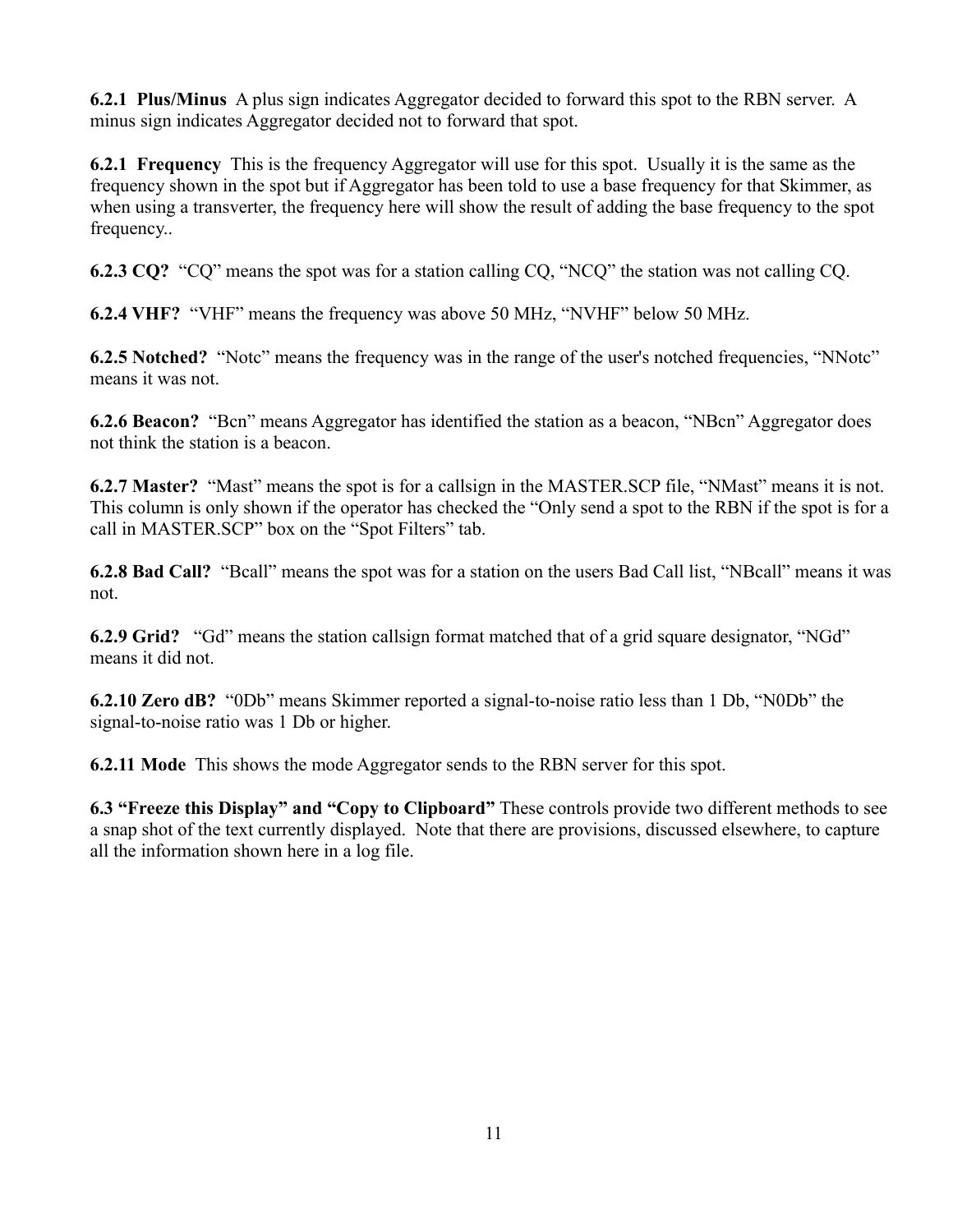**6.2.1 Plus/Minus** A plus sign indicates Aggregator decided to forward this spot to the RBN server. A minus sign indicates Aggregator decided not to forward that spot.

**6.2.1 Frequency** This is the frequency Aggregator will use for this spot. Usually it is the same as the frequency shown in the spot but if Aggregator has been told to use a base frequency for that Skimmer, as when using a transverter, the frequency here will show the result of adding the base frequency to the spot frequency..

**6.2.3 CQ?** "CQ" means the spot was for a station calling CQ, "NCQ" the station was not calling CQ.

**6.2.4 VHF?** "VHF" means the frequency was above 50 MHz, "NVHF" below 50 MHz.

**6.2.5 Notched?** "Notc" means the frequency was in the range of the user's notched frequencies, "NNotc" means it was not.

**6.2.6 Beacon?** "Bcn" means Aggregator has identified the station as a beacon, "NBcn" Aggregator does not think the station is a beacon.

**6.2.7 Master?** "Mast" means the spot is for a callsign in the MASTER.SCP file, "NMast" means it is not. This column is only shown if the operator has checked the "Only send a spot to the RBN if the spot is for a call in MASTER.SCP" box on the "Spot Filters" tab.

**6.2.8 Bad Call?** "Bcall" means the spot was for a station on the users Bad Call list, "NBcall" means it was not.

**6.2.9 Grid?** "Gd" means the station callsign format matched that of a grid square designator, "NGd" means it did not.

**6.2.10 Zero dB?** "0Db" means Skimmer reported a signal-to-noise ratio less than 1 Db, "N0Db" the signal-to-noise ratio was 1 Db or higher.

**6.2.11 Mode** This shows the mode Aggregator sends to the RBN server for this spot.

**6.3 "Freeze this Display" and "Copy to Clipboard"** These controls provide two different methods to see a snap shot of the text currently displayed. Note that there are provisions, discussed elsewhere, to capture all the information shown here in a log file.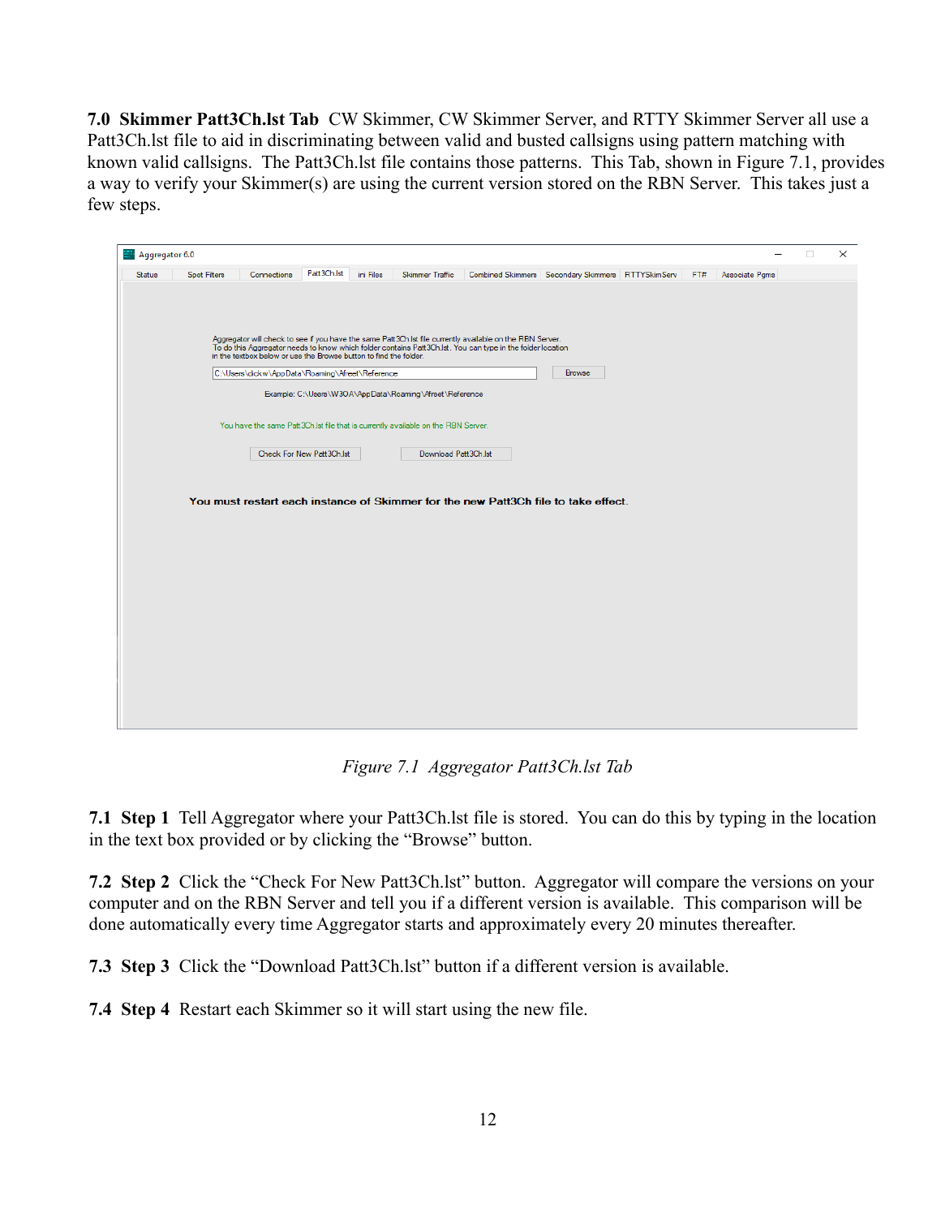**7.0 Skimmer Patt3Ch.lst Tab** CW Skimmer, CW Skimmer Server, and RTTY Skimmer Server all use a Patt3Ch.lst file to aid in discriminating between valid and busted callsigns using pattern matching with known valid callsigns. The Patt3Ch.lst file contains those patterns. This Tab, shown in Figure 7.1, provides a way to verify your Skimmer(s) are using the current version stored on the RBN Server. This takes just a few steps.

*Figure 7.1 Aggregator Patt3Ch.lst Tab*

**7.1 Step 1** Tell Aggregator where your Patt3Ch.lst file is stored. You can do this by typing in the location in the text box provided or by clicking the "Browse" button.

**7.2 Step 2** Click the "Check For New Patt3Ch.lst" button. Aggregator will compare the versions on your computer and on the RBN Server and tell you if a different version is available. This comparison will be done automatically every time Aggregator starts and approximately every 20 minutes thereafter.

**7.3 Step 3** Click the "Download Patt3Ch.lst" button if a different version is available.

**7.4 Step 4** Restart each Skimmer so it will start using the new file.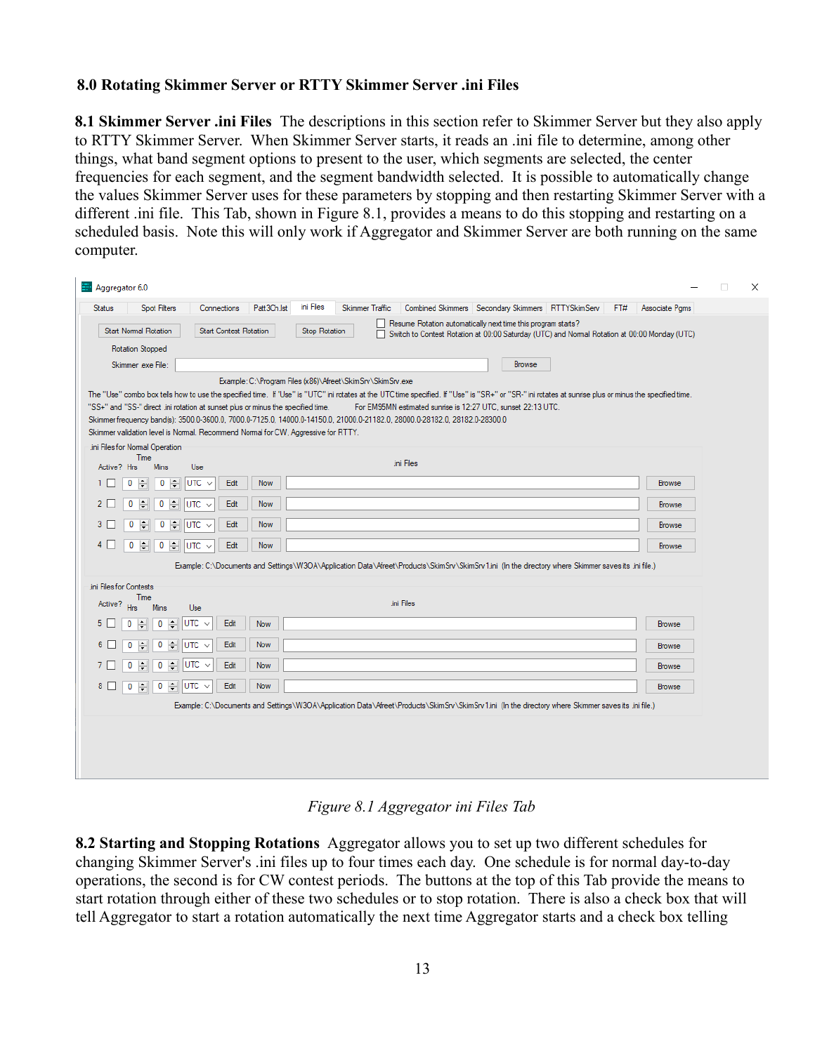## 8.0 Rotating Skimmer Server or RTTY Skimmer Server .ini Files

**8.1 Skimmer Server .ini Files** The descriptions in this section refer to Skimmer Server but they also apply to RTTY Skimmer Server. When Skimmer Server starts, it reads an .ini file to determine, among other things, what band segment options to present to the user, which segments are selected, the center frequencies for each segment, and the segment bandwidth selected. It is possible to automatically change the values Skimmer Server uses for these parameters by stopping and then restarting Skimmer Server with a different .ini file. This Tab, shown in Figure 8.1, provides a means to do this stopping and restarting on a scheduled basis. Note this will only work if Aggregator and Skimmer Server are both running on the same computer.

*Figure 8.1 Aggregator ini Files Tab*

**8.2 Starting and Stopping Rotations** Aggregator allows you to set up two different schedules for changing Skimmer Server's .ini files up to four times each day. One schedule is for normal day-to-day operations, the second is for CW contest periods. The buttons at the top of this Tab provide the means to start rotation through either of these two schedules or to stop rotation. There is also a check box that will tell Aggregator to start a rotation automatically the next time Aggregator starts and a check box telling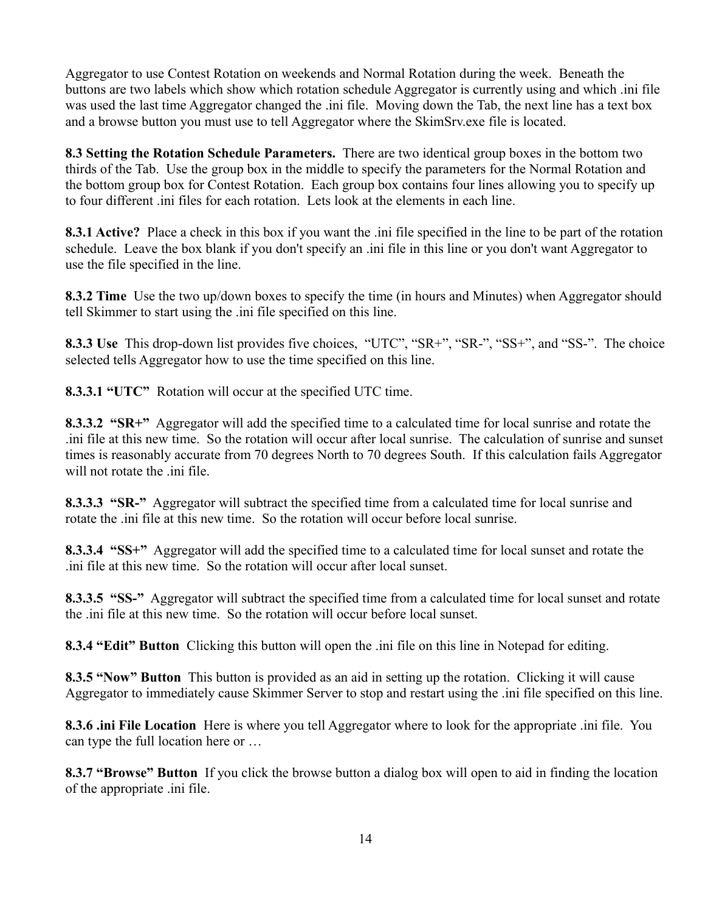Aggregator to use Contest Rotation on weekends and Normal Rotation during the week. Beneath the buttons are two labels which show which rotation schedule Aggregator is currently using and which .ini file was used the last time Aggregator changed the .ini file. Moving down the Tab, the next line has a text box and a browse button you must use to tell Aggregator where the SkimSrv.exe file is located.

**8.3 Setting the Rotation Schedule Parameters.** There are two identical group boxes in the bottom two thirds of the Tab. Use the group box in the middle to specify the parameters for the Normal Rotation and the bottom group box for Contest Rotation. Each group box contains four lines allowing you to specify up to four different .ini files for each rotation. Lets look at the elements in each line.

**8.3.1 Active?** Place a check in this box if you want the .ini file specified in the line to be part of the rotation schedule. Leave the box blank if you don't specify an .ini file in this line or you don't want Aggregator to use the file specified in the line.

**8.3.2 Time** Use the two up/down boxes to specify the time (in hours and Minutes) when Aggregator should tell Skimmer to start using the .ini file specified on this line.

**8.3.3 Use** This drop-down list provides five choices, "UTC", "SR+", "SR-", "SS+", and "SS-". The choice selected tells Aggregator how to use the time specified on this line.

**8.3.3.1 "UTC"** Rotation will occur at the specified UTC time.

**8.3.3.2 "SR+"** Aggregator will add the specified time to a calculated time for local sunrise and rotate the .ini file at this new time. So the rotation will occur after local sunrise. The calculation of sunrise and sunset times is reasonably accurate from 70 degrees North to 70 degrees South. If this calculation fails Aggregator will not rotate the .ini file.

**8.3.3.3 "SR-"** Aggregator will subtract the specified time from a calculated time for local sunrise and rotate the .ini file at this new time. So the rotation will occur before local sunrise.

**8.3.3.4 "SS+"** Aggregator will add the specified time to a calculated time for local sunset and rotate the .ini file at this new time. So the rotation will occur after local sunset.

**8.3.3.5 "SS-"** Aggregator will subtract the specified time from a calculated time for local sunset and rotate the .ini file at this new time. So the rotation will occur before local sunset.

**8.3.4 "Edit" Button** Clicking this button will open the .ini file on this line in Notepad for editing.

**8.3.5 "Now" Button** This button is provided as an aid in setting up the rotation. Clicking it will cause Aggregator to immediately cause Skimmer Server to stop and restart using the .ini file specified on this line.

**8.3.6 .ini File Location** Here is where you tell Aggregator where to look for the appropriate .ini file. You can type the full location here or …

**8.3.7 "Browse" Button** If you click the browse button a dialog box will open to aid in finding the location of the appropriate .ini file.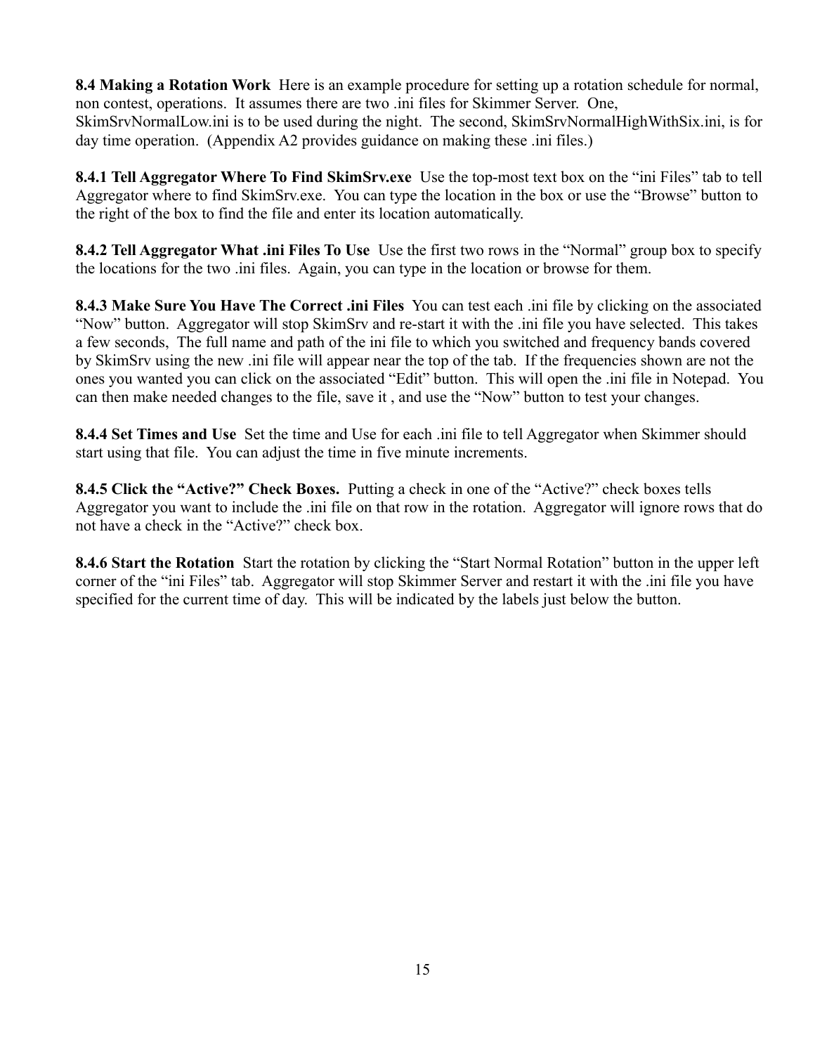**8.4 Making a Rotation Work** Here is an example procedure for setting up a rotation schedule for normal, non contest, operations. It assumes there are two .ini files for Skimmer Server. One, SkimSrvNormalLow.ini is to be used during the night. The second, SkimSrvNormalHighWithSix.ini, is for day time operation. (Appendix A2 provides guidance on making these .ini files.)

**8.4.1 Tell Aggregator Where To Find SkimSrv.exe** Use the top-most text box on the "ini Files" tab to tell Aggregator where to find SkimSrv.exe. You can type the location in the box or use the "Browse" button to the right of the box to find the file and enter its location automatically.

**8.4.2 Tell Aggregator What .ini Files To Use** Use the first two rows in the "Normal" group box to specify the locations for the two .ini files. Again, you can type in the location or browse for them.

**8.4.3 Make Sure You Have The Correct .ini Files** You can test each .ini file by clicking on the associated "Now" button. Aggregator will stop SkimSrv and re-start it with the .ini file you have selected. This takes a few seconds, The full name and path of the ini file to which you switched and frequency bands covered by SkimSrv using the new .ini file will appear near the top of the tab. If the frequencies shown are not the ones you wanted you can click on the associated "Edit" button. This will open the .ini file in Notepad. You can then make needed changes to the file, save it , and use the "Now" button to test your changes.

**8.4.4 Set Times and Use** Set the time and Use for each .ini file to tell Aggregator when Skimmer should start using that file. You can adjust the time in five minute increments.

**8.4.5 Click the "Active?" Check Boxes.** Putting a check in one of the "Active?" check boxes tells Aggregator you want to include the .ini file on that row in the rotation. Aggregator will ignore rows that do not have a check in the "Active?" check box.

**8.4.6 Start the Rotation** Start the rotation by clicking the "Start Normal Rotation" button in the upper left corner of the "ini Files" tab. Aggregator will stop Skimmer Server and restart it with the .ini file you have specified for the current time of day. This will be indicated by the labels just below the button.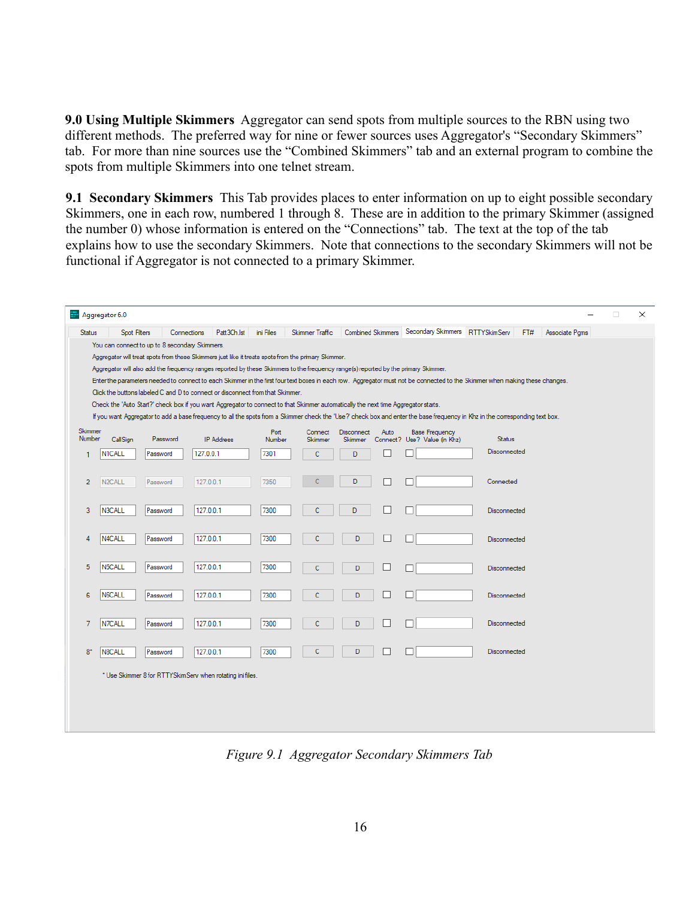**9.0 Using Multiple Skimmers** Aggregator can send spots from multiple sources to the RBN using two different methods. The preferred way for nine or fewer sources uses Aggregator's "Secondary Skimmers" tab. For more than nine sources use the "Combined Skimmers" tab and an external program to combine the spots from multiple Skimmers into one telnet stream.

**9.1 Secondary Skimmers** This Tab provides places to enter information on up to eight possible secondary Skimmers, one in each row, numbered 1 through 8. These are in addition to the primary Skimmer (assigned the number 0) whose information is entered on the "Connections" tab. The text at the top of the tab explains how to use the secondary Skimmers. Note that connections to the secondary Skimmers will not be functional if Aggregator is not connected to a primary Skimmer.

*Figure 9.1 Aggregator Secondary Skimmers Tab*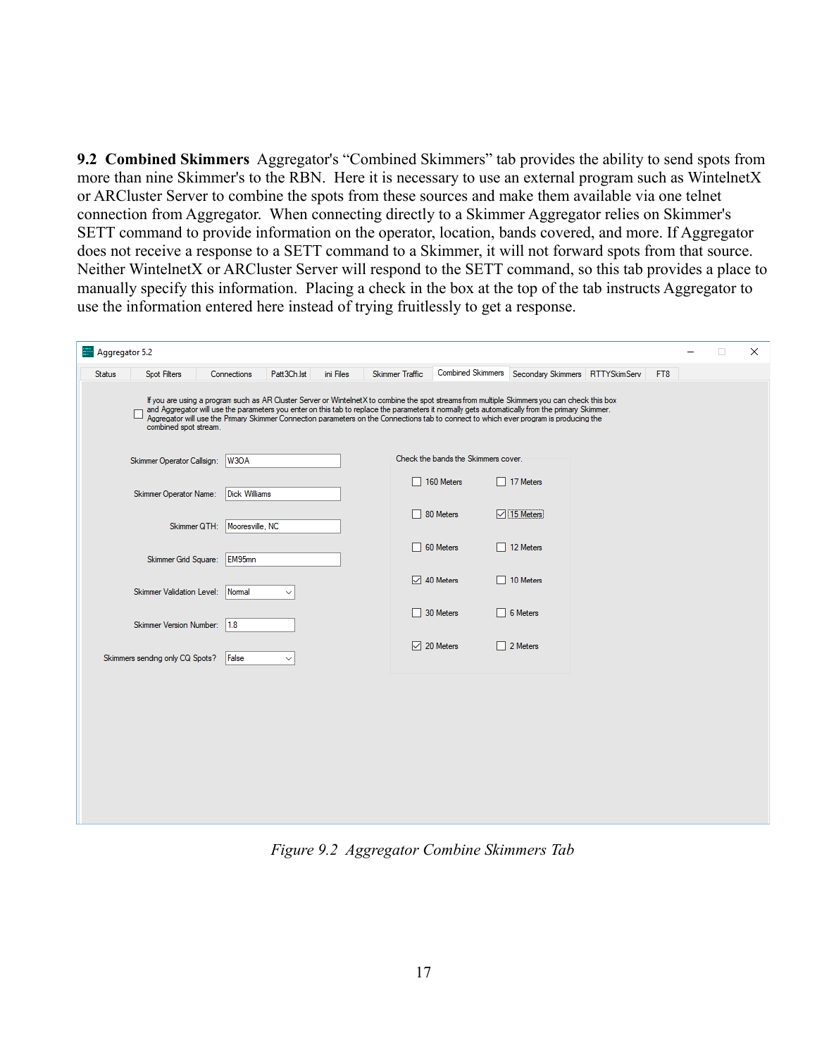**9.2 Combined Skimmers** Aggregator's "Combined Skimmers" tab provides the ability to send spots from more than nine Skimmer's to the RBN. Here it is necessary to use an external program such as WintelnetX or ARCluster Server to combine the spots from these sources and make them available via one telnet connection from Aggregator. When connecting directly to a Skimmer Aggregator relies on Skimmer's SETT command to provide information on the operator, location, bands covered, and more. If Aggregator does not receive a response to a SETT command to a Skimmer, it will not forward spots from that source. Neither WintelnetX or ARCluster Server will respond to the SETT command, so this tab provides a place to manually specify this information. Placing a check in the box at the top of the tab instructs Aggregator to use the information entered here instead of trying fruitlessly to get a response.

*Figure 9.2 Aggregator Combine Skimmers Tab*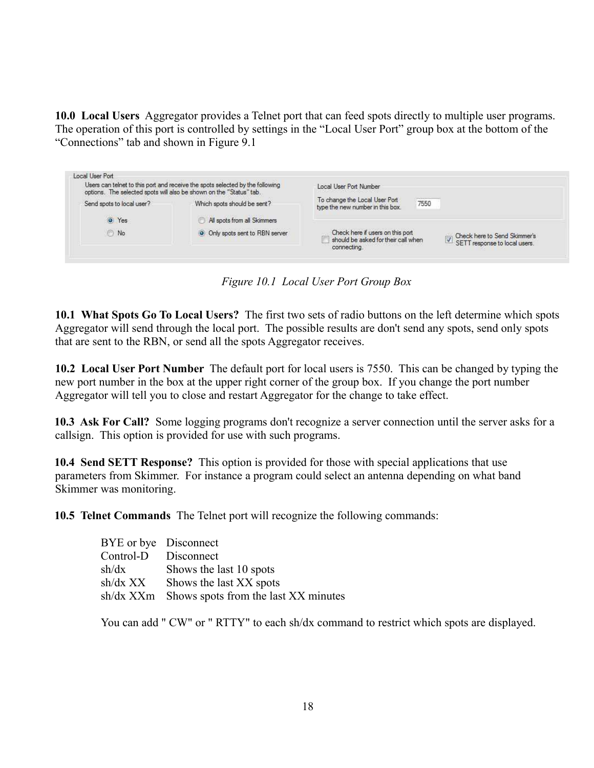**10.0 Local Users** Aggregator provides a Telnet port that can feed spots directly to multiple user programs. The operation of this port is controlled by settings in the "Local User Port" group box at the bottom of the "Connections" tab and shown in Figure 9.1

*Figure 10.1 Local User Port Group Box*

**10.1 What Spots Go To Local Users?** The first two sets of radio buttons on the left determine which spots Aggregator will send through the local port. The possible results are don't send any spots, send only spots that are sent to the RBN, or send all the spots Aggregator receives.

**10.2 Local User Port Number** The default port for local users is 7550. This can be changed by typing the new port number in the box at the upper right corner of the group box. If you change the port number Aggregator will tell you to close and restart Aggregator for the change to take effect.

**10.3 Ask For Call?** Some logging programs don't recognize a server connection until the server asks for a callsign. This option is provided for use with such programs.

**10.4 Send SETT Response?** This option is provided for those with special applications that use parameters from Skimmer. For instance a program could select an antenna depending on what band Skimmer was monitoring.

**10.5 Telnet Commands** The Telnet port will recognize the following commands:

| | |
|---|---|
| BYE or bye | Disconnect |
| Control-D | Disconnect |
| sh/dx | Shows the last 10 spots |
| sh/dx XX | Shows the last XX spots |
| sh/dx XXm | Shows spots from the last XX minutes |

You can add " CW" or " RTTY" to each sh/dx command to restrict which spots are displayed.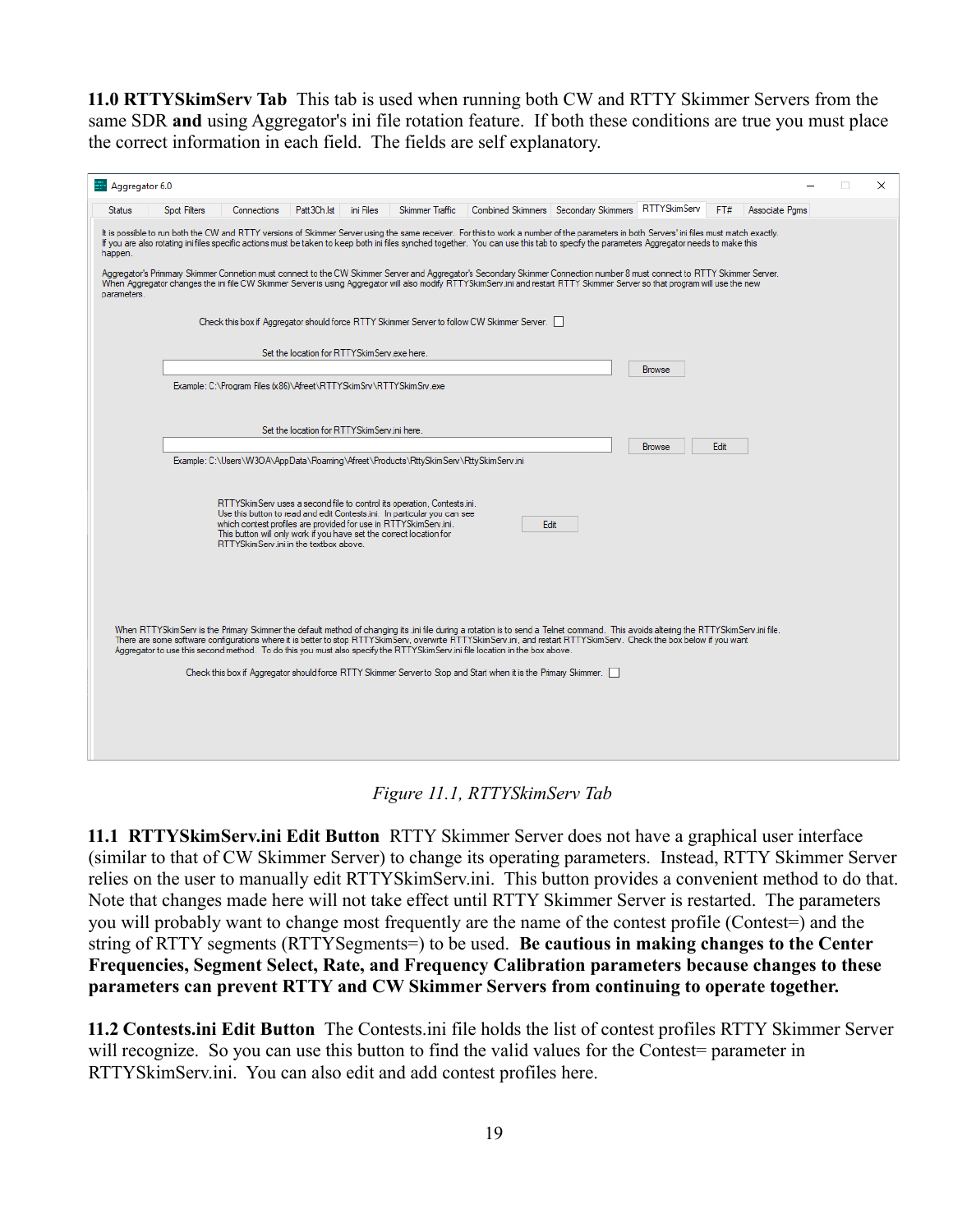**11.0 RTTYSkimServ Tab** This tab is used when running both CW and RTTY Skimmer Servers from the same SDR **and** using Aggregator's ini file rotation feature. If both these conditions are true you must place the correct information in each field. The fields are self explanatory.

*Figure 11.1, RTTYSkimServ Tab*

**11.1 RTTYSkimServ.ini Edit Button** RTTY Skimmer Server does not have a graphical user interface (similar to that of CW Skimmer Server) to change its operating parameters. Instead, RTTY Skimmer Server relies on the user to manually edit RTTYSkimServ.ini. This button provides a convenient method to do that. Note that changes made here will not take effect until RTTY Skimmer Server is restarted. The parameters you will probably want to change most frequently are the name of the contest profile (Contest=) and the string of RTTY segments (RTTYSegments=) to be used. **Be cautious in making changes to the Center Frequencies, Segment Select, Rate, and Frequency Calibration parameters because changes to these parameters can prevent RTTY and CW Skimmer Servers from continuing to operate together.**

**11.2 Contests.ini Edit Button** The Contests.ini file holds the list of contest profiles RTTY Skimmer Server will recognize. So you can use this button to find the valid values for the Contest= parameter in RTTYSkimServ.ini. You can also edit and add contest profiles here.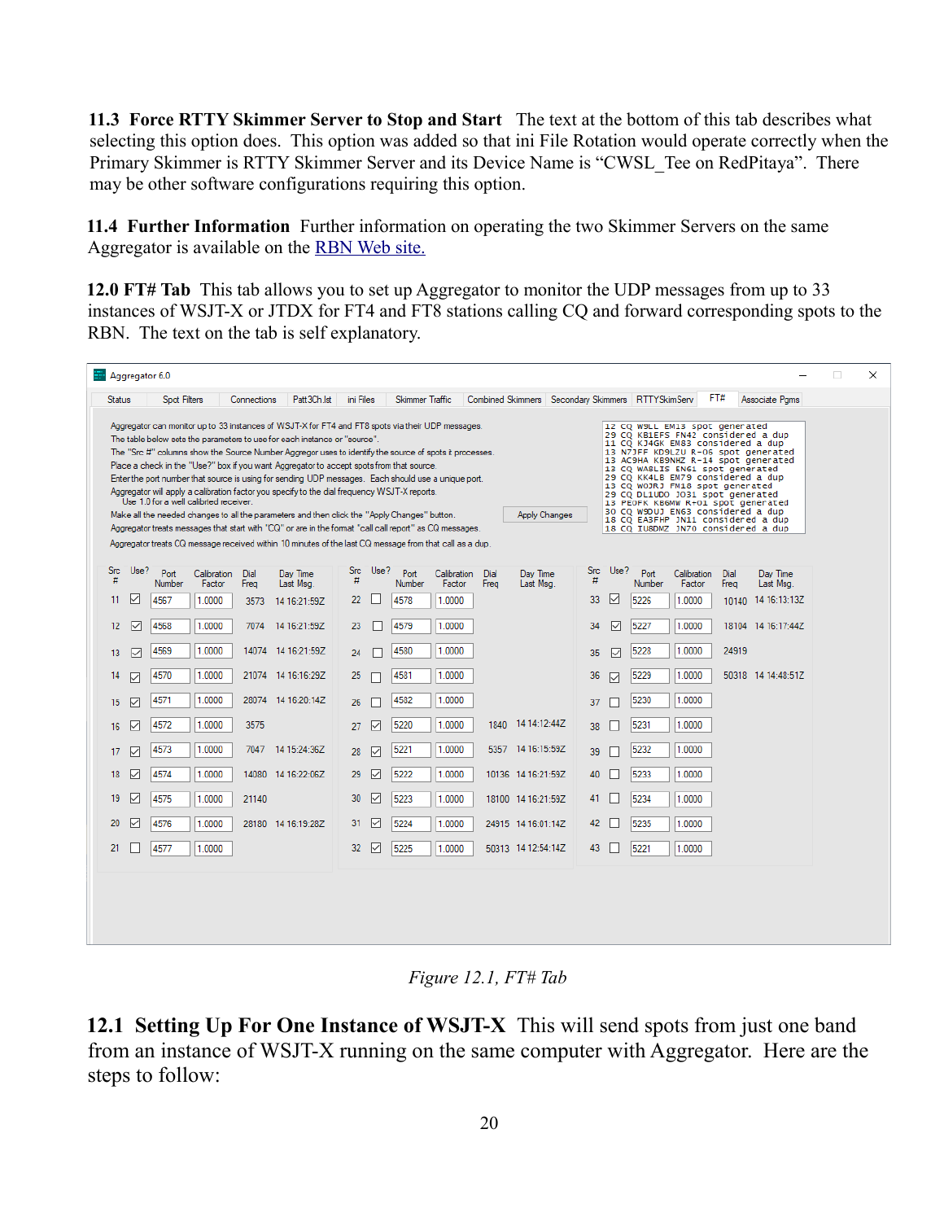**11.3 Force RTTY Skimmer Server to Stop and Start** The text at the bottom of this tab describes what selecting this option does. This option was added so that ini File Rotation would operate correctly when the Primary Skimmer is RTTY Skimmer Server and its Device Name is "CWSL_Tee on RedPitaya". There may be other software configurations requiring this option.

**11.4 Further Information** Further information on operating the two Skimmer Servers on the same Aggregator is available on the [RBN Web site.](RBN Web site.)

**12.0 FT# Tab** This tab allows you to set up Aggregator to monitor the UDP messages from up to 33 instances of WSJT-X or JTDX for FT4 and FT8 stations calling CQ and forward corresponding spots to the RBN. The text on the tab is self explanatory.

*Figure 12.1, FT# Tab*

**12.1 Setting Up For One Instance of WSJT-X** This will send spots from just one band from an instance of WSJT-X running on the same computer with Aggregator. Here are the steps to follow: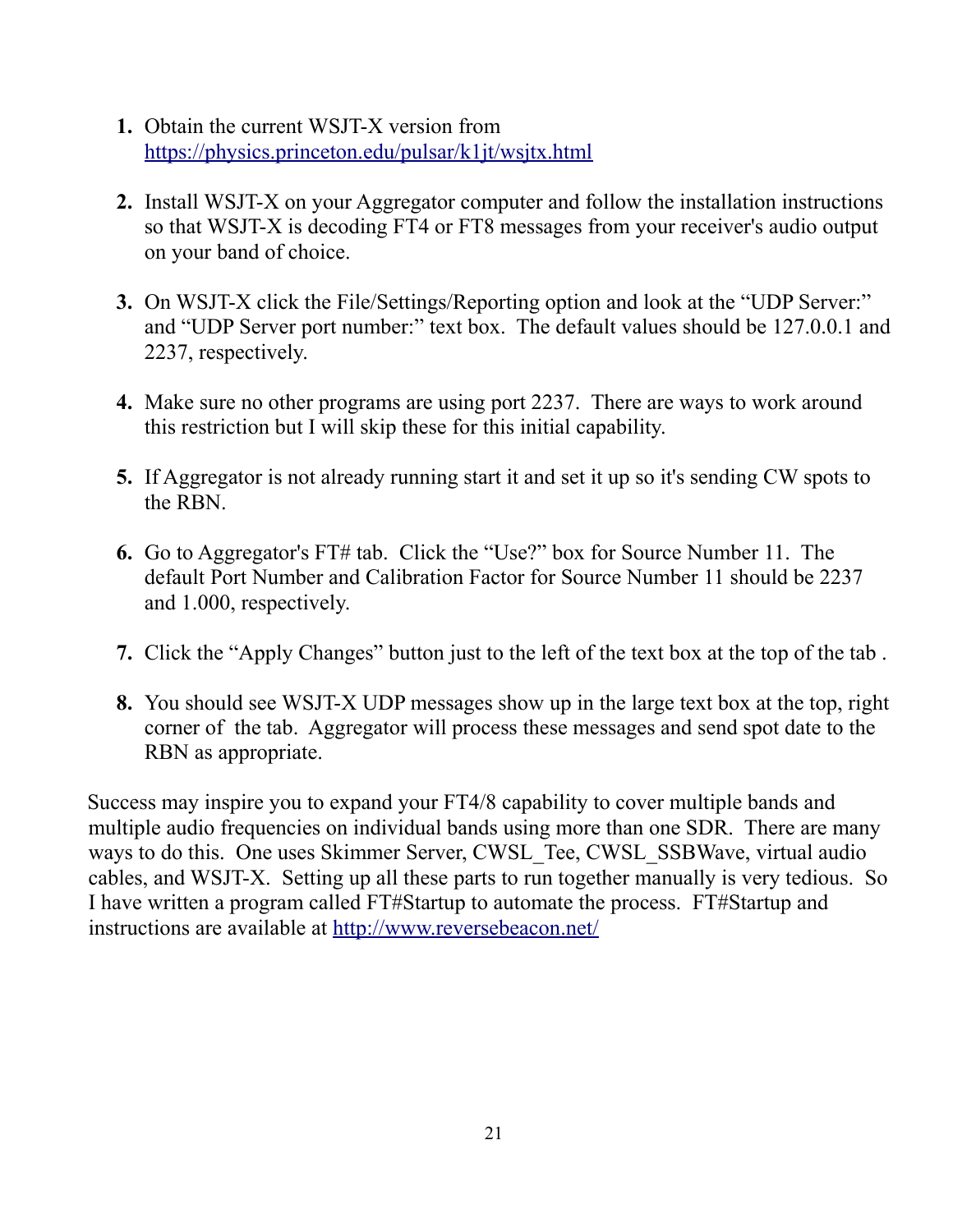1. **Obtain** the current WSJT-X version from [https://physics.princeton.edu/pulsar/k1jt/wsjtx.html](https://physics.princeton.edu/pulsar/k1jt/wsjtx.html)

2. Install WSJT-X on your Aggregator computer and follow the installation instructions so that WSJT-X is decoding FT4 or FT8 messages from your receiver's audio output on your band of choice.

3. On WSJT-X click the File/Settings/Reporting option and look at the "UDP Server:" and "UDP Server port number:" text box. The default values should be 127.0.0.1 and 2237, respectively.

4. Make sure no other programs are using port 2237. There are ways to work around this restriction but I will skip these for this initial capability.

5. If Aggregator is not already running start it and set it up so it's sending CW spots to the RBN.

6. Go to Aggregator's FT# tab. Click the "Use?" box for Source Number 11. The default Port Number and Calibration Factor for Source Number 11 should be 2237 and 1.000, respectively.

7. Click the "Apply Changes" button just to the left of the text box at the top of the tab .

8. You should see WSJT-X UDP messages show up in the large text box at the top, right corner of the tab. Aggregator will process these messages and send spot date to the RBN as appropriate.

Success may inspire you to expand your FT4/8 capability to cover multiple bands and multiple audio frequencies on individual bands using more than one SDR. There are many ways to do this. One uses Skimmer Server, CWSL_Tee, CWSL_SSBWave, virtual audio cables, and WSJT-X. Setting up all these parts to run together manually is very tedious. So I have written a program called FT#Startup to automate the process. FT#Startup and instructions are available at [http://www.reversebeacon.net/](http://www.reversebeacon.net/)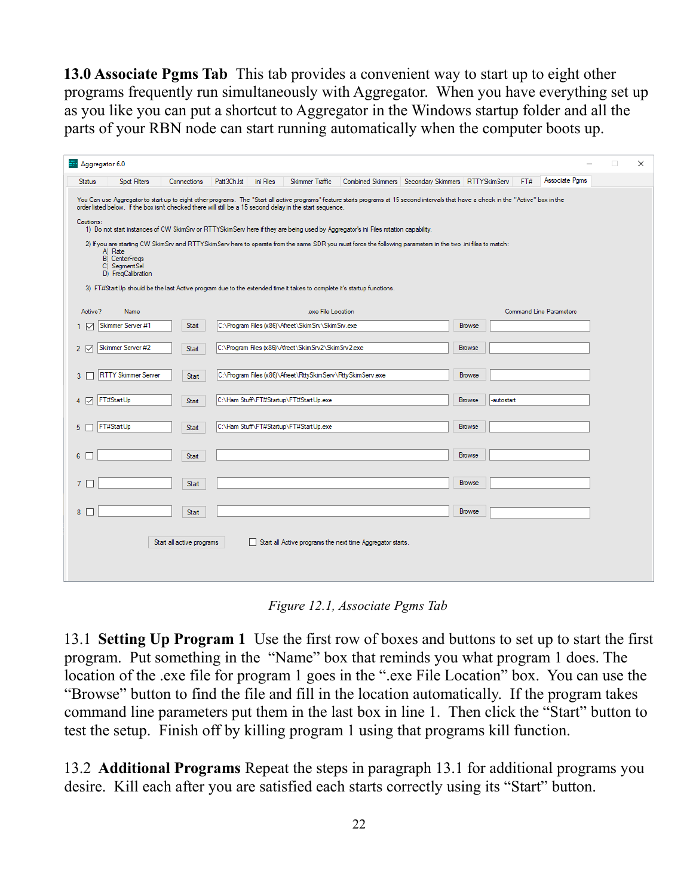**13.0 Associate Pgms Tab** This tab provides a convenient way to start up to eight other programs frequently run simultaneously with Aggregator. When you have everything set up as you like you can put a shortcut to Aggregator in the Windows startup folder and all the parts of your RBN node can start running automatically when the computer boots up.

Aggregator 6.0

Status | Spot Filters | Connections | Patt3Ch.lst | ini Files | Skimmer Traffic | Combined Skimmers | Secondary Skimmers | RTTYSkimServ | FT# | Associate Pgms

You Can use Aggregator to start up to eight other programs. The "Start all active programs" feature starts programs at 15 second intervals that have a check in the "Active" box in the order listed below. If the box isnt checked there will still be a 15 second delay in the start sequence.

Cautions:
1) Do not start instances of CW SkimSrv or RTTYSkimServ here if they are being used by Aggregator's ini Files rotation capability.

2) If you are starting CW SkimSrv and RTTYSkimServ here to operate from the same SDR you must force the following parameters in the two .ini files to match:
A) Rate
B) CenterFreqs
C) SegmentSel
D) FreqCalibration

3) FT#StartUp should be the last Active program due to the extended time it takes to complete it's startup functions.

| | Active? | Name | | .exe File Location | | Command Line Parameters |
|---|---|---|---|---|---|---|
| 1 | ☑ | Skimmer Server #1 | Start | C:\Program Files (x86)\Afreet\SkimSrv\SkimSrv.exe | Browse | |
| 2 | ☑ | Skimmer Server #2 | Start | C:\Program Files (x86)\Afreet\SkimSrv2\SkimSrv2.exe | Browse | |
| 3 | ☐ | RTTY Skimmer Server | Start | C:\Program Files (x86)\Afreet\RttySkimServ\RttySkimServ.exe | Browse | |
| 4 | ☑ | FT#StartUp | Start | C:\Ham Stuff\FT#Startup\FT#StartUp.exe | Browse | -autostart |
| 5 | ☐ | FT#StartUp | Start | C:\Ham Stuff\FT#Startup\FT#StartUp.exe | Browse | |
| 6 | ☐ | | Start | | Browse | |
| 7 | ☐ | | Start | | Browse | |
| 8 | ☐ | | Start | | Browse | |

Start all active programs ☐ Start all Active programs the next time Aggregator starts.

*Figure 12.1, Associate Pgms Tab*

13.1 **Setting Up Program 1** Use the first row of boxes and buttons to set up to start the first program. Put something in the "Name" box that reminds you what program 1 does. The location of the .exe file for program 1 goes in the ".exe File Location" box. You can use the "Browse" button to find the file and fill in the location automatically. If the program takes command line parameters put them in the last box in line 1. Then click the "Start" button to test the setup. Finish off by killing program 1 using that programs kill function.

13.2 **Additional Programs** Repeat the steps in paragraph 13.1 for additional programs you desire. Kill each after you are satisfied each starts correctly using its "Start" button.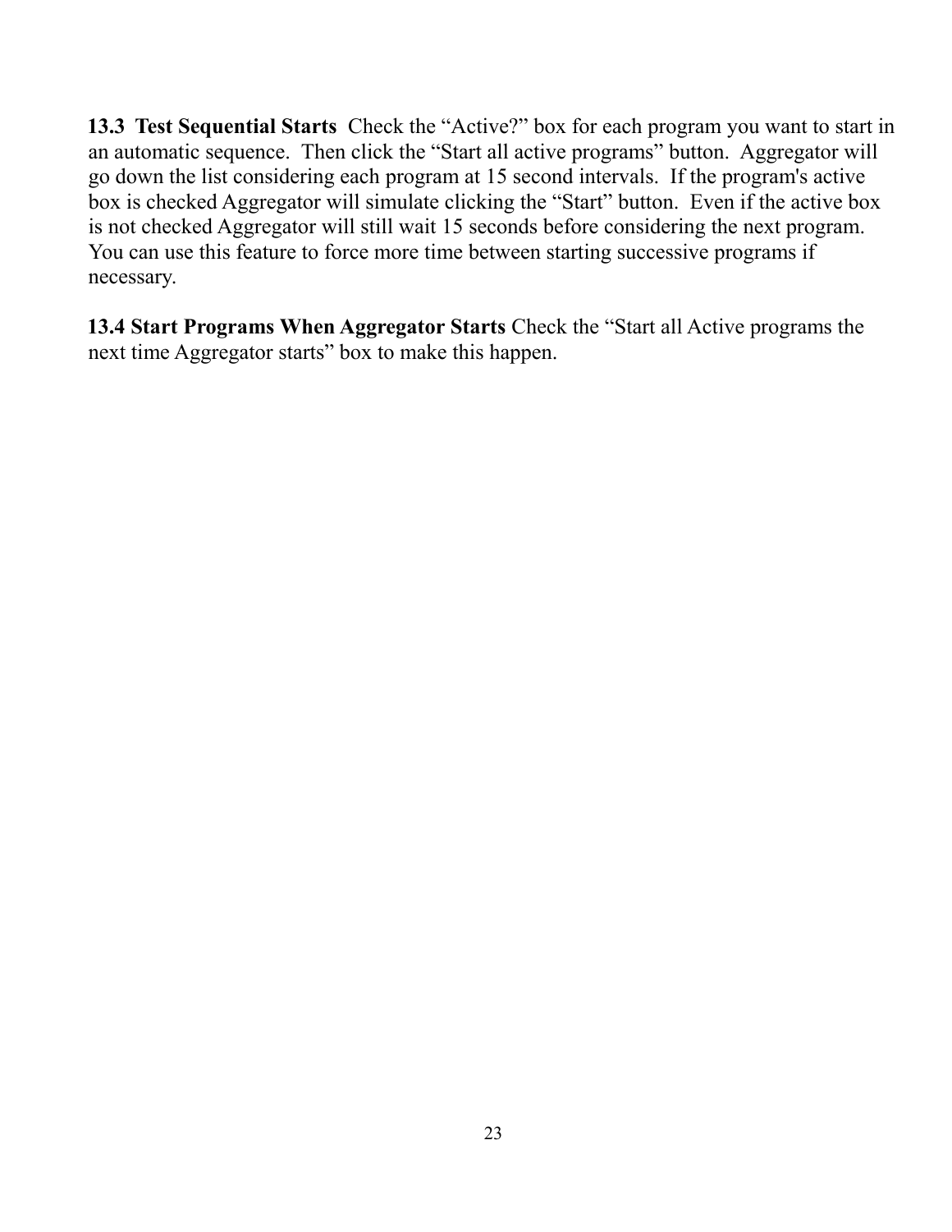**13.3 Test Sequential Starts** Check the “Active?” box for each program you want to start in an automatic sequence. Then click the “Start all active programs” button. Aggregator will go down the list considering each program at 15 second intervals. If the program's active box is checked Aggregator will simulate clicking the “Start” button. Even if the active box is not checked Aggregator will still wait 15 seconds before considering the next program. You can use this feature to force more time between starting successive programs if necessary.

**13.4 Start Programs When Aggregator Starts** Check the “Start all Active programs the next time Aggregator starts” box to make this happen.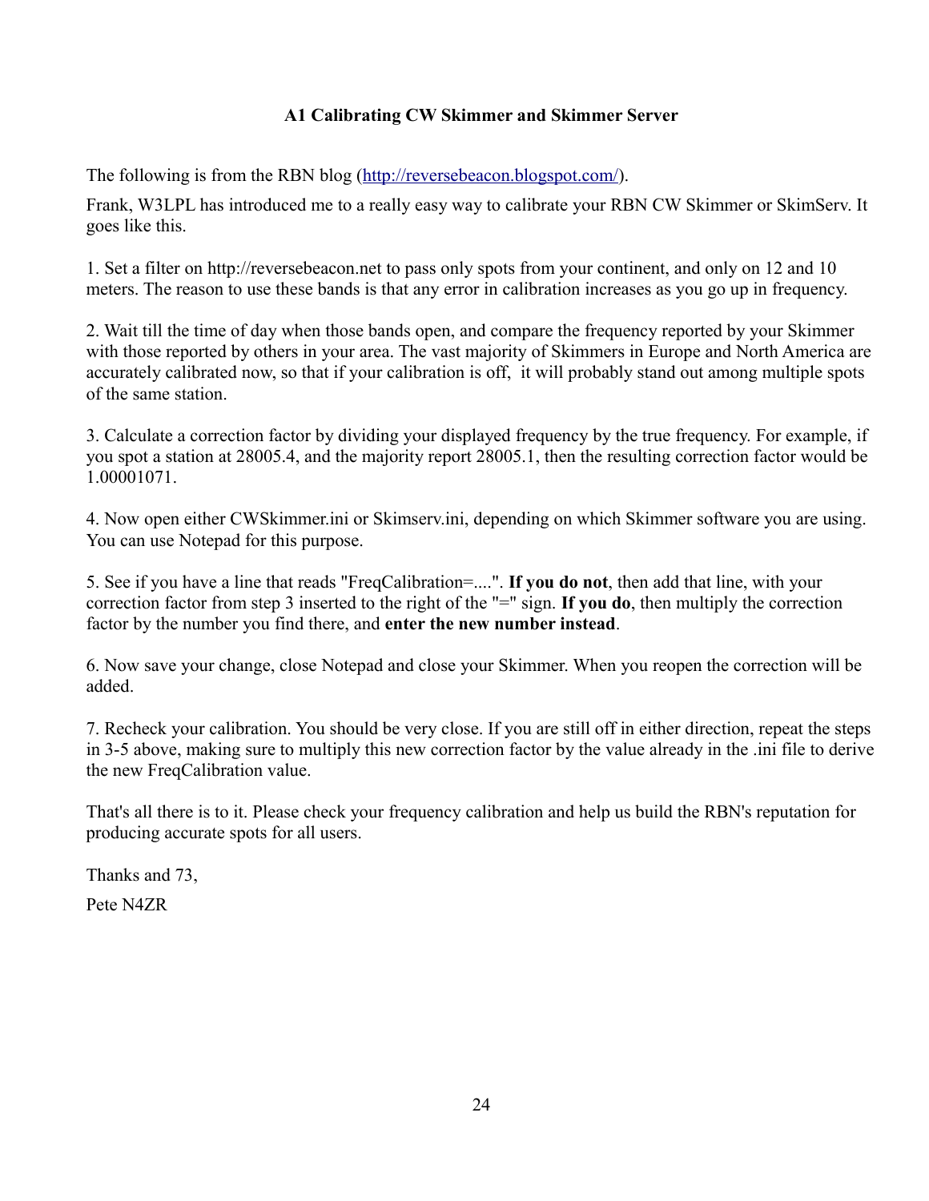## A1 Calibrating CW Skimmer and Skimmer Server

The following is from the RBN blog (http://reversebeacon.blogspot.com/).

Frank, W3LPL has introduced me to a really easy way to calibrate your RBN CW Skimmer or SkimServ. It goes like this.

1. Set a filter on http://reversebeacon.net to pass only spots from your continent, and only on 12 and 10 meters. The reason to use these bands is that any error in calibration increases as you go up in frequency.

2. Wait till the time of day when those bands open, and compare the frequency reported by your Skimmer with those reported by others in your area. The vast majority of Skimmers in Europe and North America are accurately calibrated now, so that if your calibration is off, it will probably stand out among multiple spots of the same station.

3. Calculate a correction factor by dividing your displayed frequency by the true frequency. For example, if you spot a station at 28005.4, and the majority report 28005.1, then the resulting correction factor would be 1.00001071.

4. Now open either CWSkimmer.ini or Skimserv.ini, depending on which Skimmer software you are using. You can use Notepad for this purpose.

5. See if you have a line that reads "FreqCalibration=....". **If you do not**, then add that line, with your correction factor from step 3 inserted to the right of the "=" sign. **If you do**, then multiply the correction factor by the number you find there, and **enter the new number instead**.

6. Now save your change, close Notepad and close your Skimmer. When you reopen the correction will be added.

7. Recheck your calibration. You should be very close. If you are still off in either direction, repeat the steps in 3-5 above, making sure to multiply this new correction factor by the value already in the .ini file to derive the new FreqCalibration value.

That's all there is to it. Please check your frequency calibration and help us build the RBN's reputation for producing accurate spots for all users.

Thanks and 73,

Pete N4ZR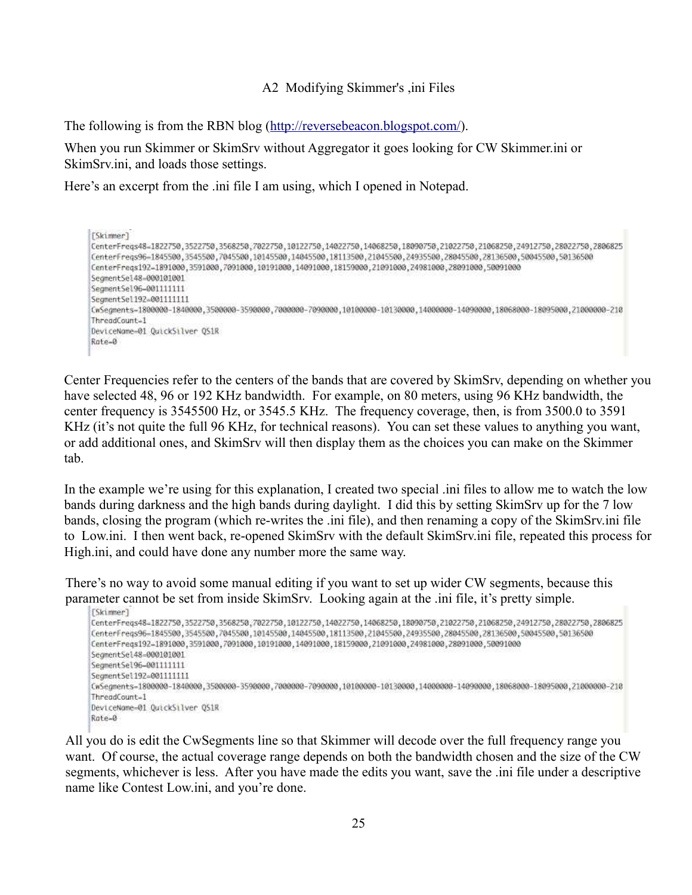# A2 Modifying Skimmer's ,ini Files

The following is from the RBN blog (http://reversebeacon.blogspot.com/).

When you run Skimmer or SkimSrv without Aggregator it goes looking for CW Skimmer.ini or SkimSrv.ini, and loads those settings.

Here's an excerpt from the .ini file I am using, which I opened in Notepad.

```
[Skimmer]
CenterFreqs48=1822750,3522750,3568250,7022750,10122750,14022750,14068250,18090750,21022750,21068250,24912750,28022750,2806825
CenterFreqs96=1845500,3545500,7045500,10145500,14045500,18113500,21045500,24935500,28045500,28136500,50045500,50136500
CenterFreqs192=1891000,3591000,7091000,10191000,14091000,18159000,21091000,24981000,28091000,50091000
SegmentSel48=000101001
SegmentSel96=001111111
SegmentSel192=001111111
CwSegments=1800000-1840000,3500000-3590000,7000000-7090000,10100000-10130000,14000000-14090000,18068000-18095000,21000000-210
ThreadCount=1
DeviceName=01 QuickSilver QS1R
Rate=0
```

Center Frequencies refer to the centers of the bands that are covered by SkimSrv, depending on whether you have selected 48, 96 or 192 KHz bandwidth. For example, on 80 meters, using 96 KHz bandwidth, the center frequency is 3545500 Hz, or 3545.5 KHz. The frequency coverage, then, is from 3500.0 to 3591 KHz (it's not quite the full 96 KHz, for technical reasons). You can set these values to anything you want, or add additional ones, and SkimSrv will then display them as the choices you can make on the Skimmer tab.

In the example we're using for this explanation, I created two special .ini files to allow me to watch the low bands during darkness and the high bands during daylight. I did this by setting SkimSrv up for the 7 low bands, closing the program (which re-writes the .ini file), and then renaming a copy of the SkimSrv.ini file to Low.ini. I then went back, re-opened SkimSrv with the default SkimSrv.ini file, repeated this process for High.ini, and could have done any number more the same way.

There's no way to avoid some manual editing if you want to set up wider CW segments, because this parameter cannot be set from inside SkimSrv. Looking again at the .ini file, it's pretty simple.

```
[Skimmer]
CenterFreqs48=1822750,3522750,3568250,7022750,10122750,14022750,14068250,18090750,21022750,21068250,24912750,28022750,2806825
CenterFreqs96=1845500,3545500,7045500,10145500,14045500,18113500,21045500,24935500,28045500,28136500,50045500,50136500
CenterFreqs192=1891000,3591000,7091000,10191000,14091000,18159000,21091000,24981000,28091000,50091000
SegmentSel48=000101001
SegmentSel96=001111111
SegmentSel192=001111111
CwSegments=1800000-1840000,3500000-3590000,7000000-7090000,10100000-10130000,14000000-14090000,18068000-18095000,21000000-210
ThreadCount=1
DeviceName=01 QuickSilver QS1R
Rate=0
```

All you do is edit the CwSegments line so that Skimmer will decode over the full frequency range you want. Of course, the actual coverage range depends on both the bandwidth chosen and the size of the CW segments, whichever is less. After you have made the edits you want, save the .ini file under a descriptive name like Contest Low.ini, and you're done.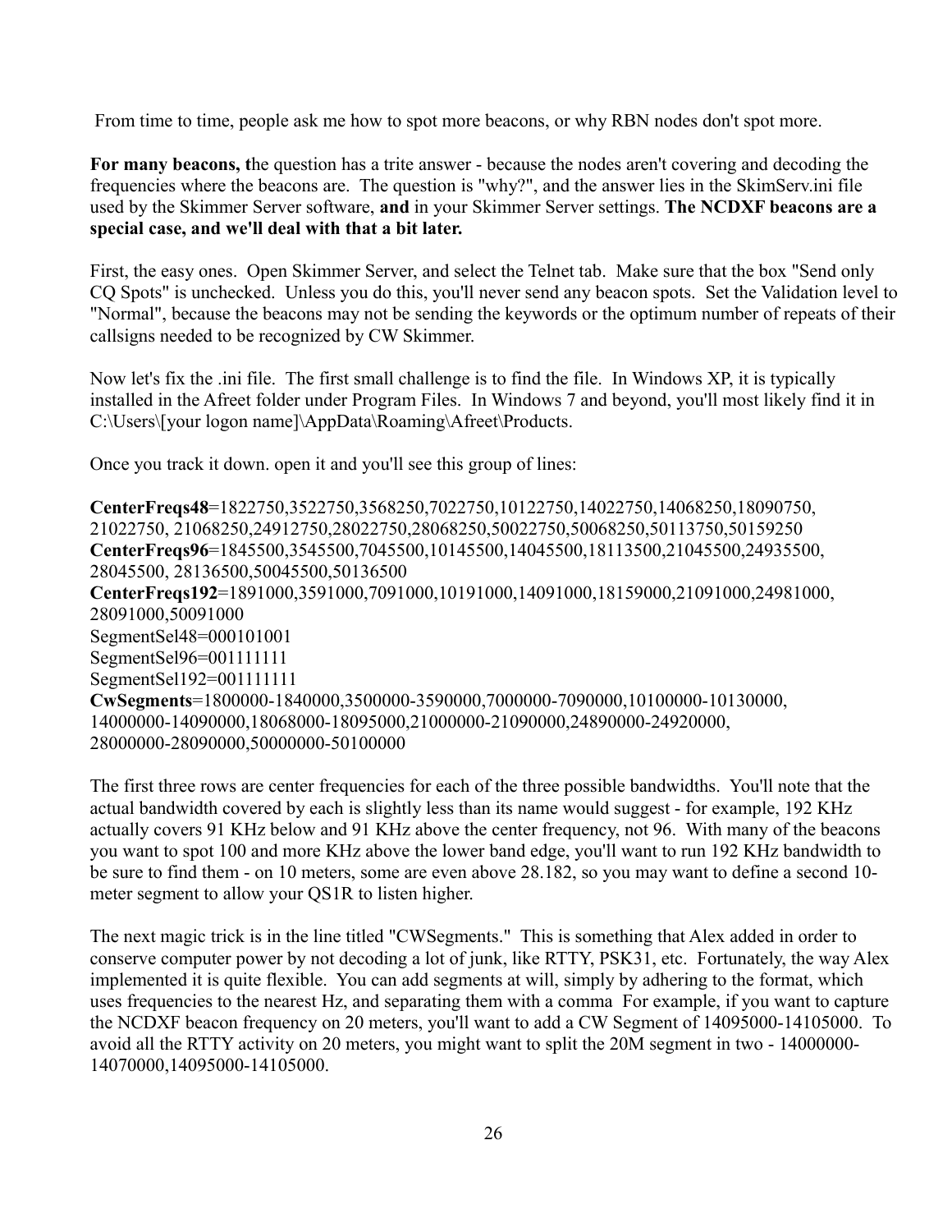From time to time, people ask me how to spot more beacons, or why RBN nodes don't spot more.

**For many beacons, t**he question has a trite answer - because the nodes aren't covering and decoding the frequencies where the beacons are. The question is "why?", and the answer lies in the SkimServ.ini file used by the Skimmer Server software, **and** in your Skimmer Server settings. **The NCDXF beacons are a special case, and we'll deal with that a bit later.**

First, the easy ones. Open Skimmer Server, and select the Telnet tab. Make sure that the box "Send only CQ Spots" is unchecked. Unless you do this, you'll never send any beacon spots. Set the Validation level to "Normal", because the beacons may not be sending the keywords or the optimum number of repeats of their callsigns needed to be recognized by CW Skimmer.

Now let's fix the .ini file. The first small challenge is to find the file. In Windows XP, it is typically installed in the Afreet folder under Program Files. In Windows 7 and beyond, you'll most likely find it in C:\Users\[your logon name]\AppData\Roaming\Afreet\Products.

Once you track it down. open it and you'll see this group of lines:

**CenterFreqs48**=1822750,3522750,3568250,7022750,10122750,14022750,14068250,18090750, 21022750, 21068250,24912750,28022750,28068250,50022750,50068250,50113750,50159250
**CenterFreqs96**=1845500,3545500,7045500,10145500,14045500,18113500,21045500,24935500, 28045500, 28136500,50045500,50136500
**CenterFreqs192**=1891000,3591000,7091000,10191000,14091000,18159000,21091000,24981000, 28091000,50091000
SegmentSel48=000101001
SegmentSel96=001111111
SegmentSel192=001111111
**CwSegments**=1800000-1840000,3500000-3590000,7000000-7090000,10100000-10130000, 14000000-14090000,18068000-18095000,21000000-21090000,24890000-24920000, 28000000-28090000,50000000-50100000

The first three rows are center frequencies for each of the three possible bandwidths. You'll note that the actual bandwidth covered by each is slightly less than its name would suggest - for example, 192 KHz actually covers 91 KHz below and 91 KHz above the center frequency, not 96. With many of the beacons you want to spot 100 and more KHz above the lower band edge, you'll want to run 192 KHz bandwidth to be sure to find them - on 10 meters, some are even above 28.182, so you may want to define a second 10-meter segment to allow your QS1R to listen higher.

The next magic trick is in the line titled "CWSegments." This is something that Alex added in order to conserve computer power by not decoding a lot of junk, like RTTY, PSK31, etc. Fortunately, the way Alex implemented it is quite flexible. You can add segments at will, simply by adhering to the format, which uses frequencies to the nearest Hz, and separating them with a comma For example, if you want to capture the NCDXF beacon frequency on 20 meters, you'll want to add a CW Segment of 14095000-14105000. To avoid all the RTTY activity on 20 meters, you might want to split the 20M segment in two - 14000000-14070000,14095000-14105000.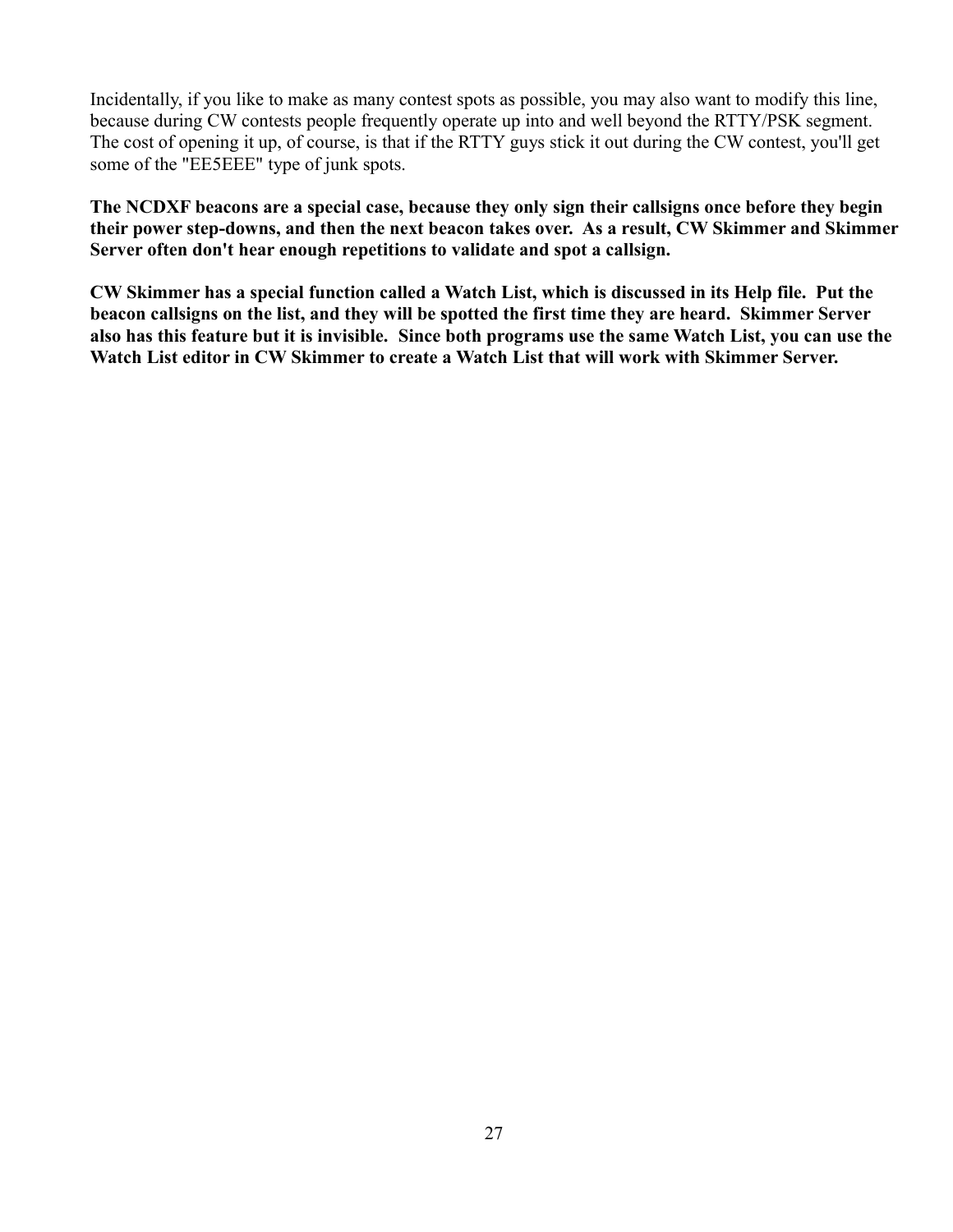Incidentally, if you like to make as many contest spots as possible, you may also want to modify this line, because during CW contests people frequently operate up into and well beyond the RTTY/PSK segment. The cost of opening it up, of course, is that if the RTTY guys stick it out during the CW contest, you'll get some of the "EE5EEE" type of junk spots.

**The NCDXF beacons are a special case, because they only sign their callsigns once before they begin their power step-downs, and then the next beacon takes over. As a result, CW Skimmer and Skimmer Server often don't hear enough repetitions to validate and spot a callsign.**

**CW Skimmer has a special function called a Watch List, which is discussed in its Help file. Put the beacon callsigns on the list, and they will be spotted the first time they are heard. Skimmer Server also has this feature but it is invisible. Since both programs use the same Watch List, you can use the Watch List editor in CW Skimmer to create a Watch List that will work with Skimmer Server.**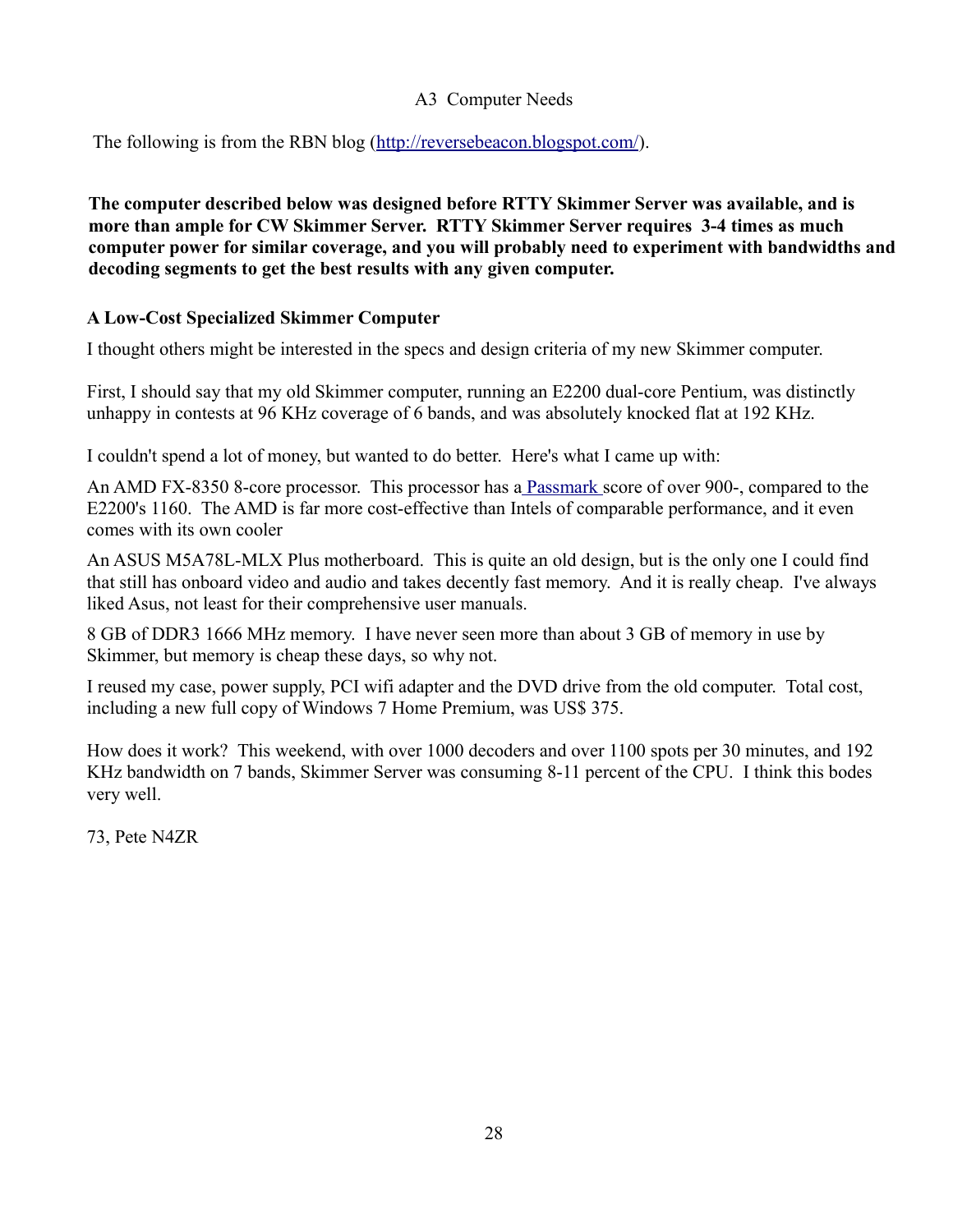# A3 Computer Needs

The following is from the RBN blog (http://reversebeacon.blogspot.com/).

**The computer described below was designed before RTTY Skimmer Server was available, and is more than ample for CW Skimmer Server. RTTY Skimmer Server requires 3-4 times as much computer power for similar coverage, and you will probably need to experiment with bandwidths and decoding segments to get the best results with any given computer.**

### A Low-Cost Specialized Skimmer Computer

I thought others might be interested in the specs and design criteria of my new Skimmer computer.

First, I should say that my old Skimmer computer, running an E2200 dual-core Pentium, was distinctly unhappy in contests at 96 KHz coverage of 6 bands, and was absolutely knocked flat at 192 KHz.

I couldn't spend a lot of money, but wanted to do better. Here's what I came up with:

An AMD FX-8350 8-core processor. This processor has a Passmark score of over 900-, compared to the E2200's 1160. The AMD is far more cost-effective than Intels of comparable performance, and it even comes with its own cooler

An ASUS M5A78L-MLX Plus motherboard. This is quite an old design, but is the only one I could find that still has onboard video and audio and takes decently fast memory. And it is really cheap. I've always liked Asus, not least for their comprehensive user manuals.

8 GB of DDR3 1666 MHz memory. I have never seen more than about 3 GB of memory in use by Skimmer, but memory is cheap these days, so why not.

I reused my case, power supply, PCI wifi adapter and the DVD drive from the old computer. Total cost, including a new full copy of Windows 7 Home Premium, was US$ 375.

How does it work? This weekend, with over 1000 decoders and over 1100 spots per 30 minutes, and 192 KHz bandwidth on 7 bands, Skimmer Server was consuming 8-11 percent of the CPU. I think this bodes very well.

73, Pete N4ZR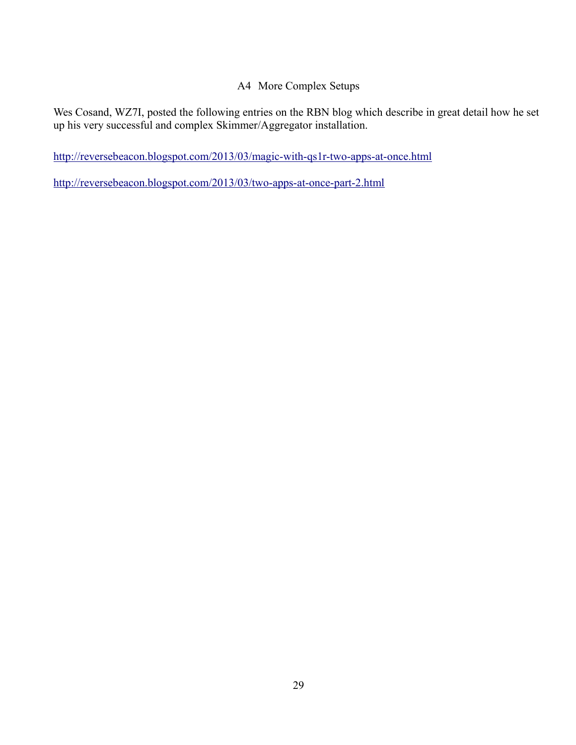## A4 More Complex Setups

Wes Cosand, WZ7I, posted the following entries on the RBN blog which describe in great detail how he set up his very successful and complex Skimmer/Aggregator installation.

http://reversebeacon.blogspot.com/2013/03/magic-with-qs1r-two-apps-at-once.html

http://reversebeacon.blogspot.com/2013/03/two-apps-at-once-part-2.html